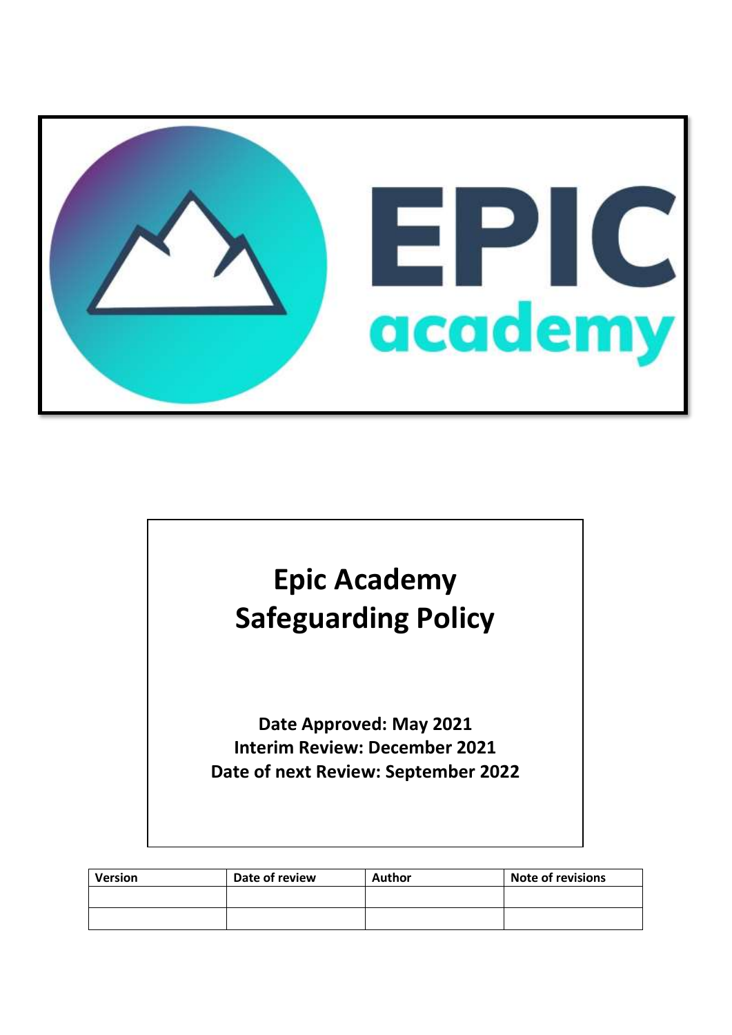# Epic Academy Safeguarding Policy

**Date Approved: May 2021**
**Interim Review: December 2021**
**Date of next Review: September 2022**

| Version | Date of review | Author | Note of revisions |
| --- | --- | --- | --- |
| | | | |
| | | | |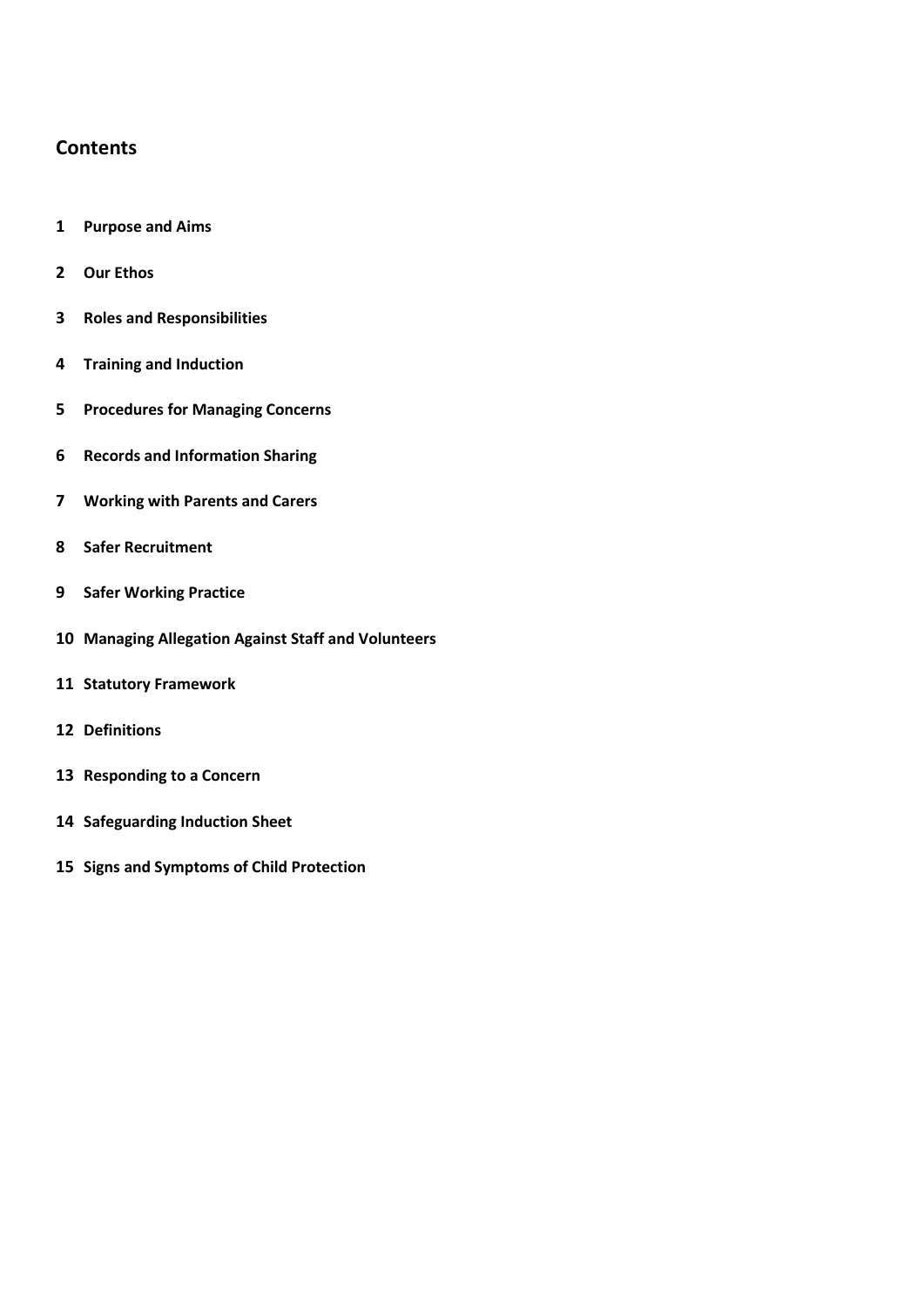## Contents

1 **Purpose and Aims**

2 **Our Ethos**

3 **Roles and Responsibilities**

4 **Training and Induction**

5 **Procedures for Managing Concerns**

6 **Records and Information Sharing**

7 **Working with Parents and Carers**

8 **Safer Recruitment**

9 **Safer Working Practice**

10 **Managing Allegation Against Staff and Volunteers**

11 **Statutory Framework**

12 **Definitions**

13 **Responding to a Concern**

14 **Safeguarding Induction Sheet**

15 **Signs and Symptoms of Child Protection**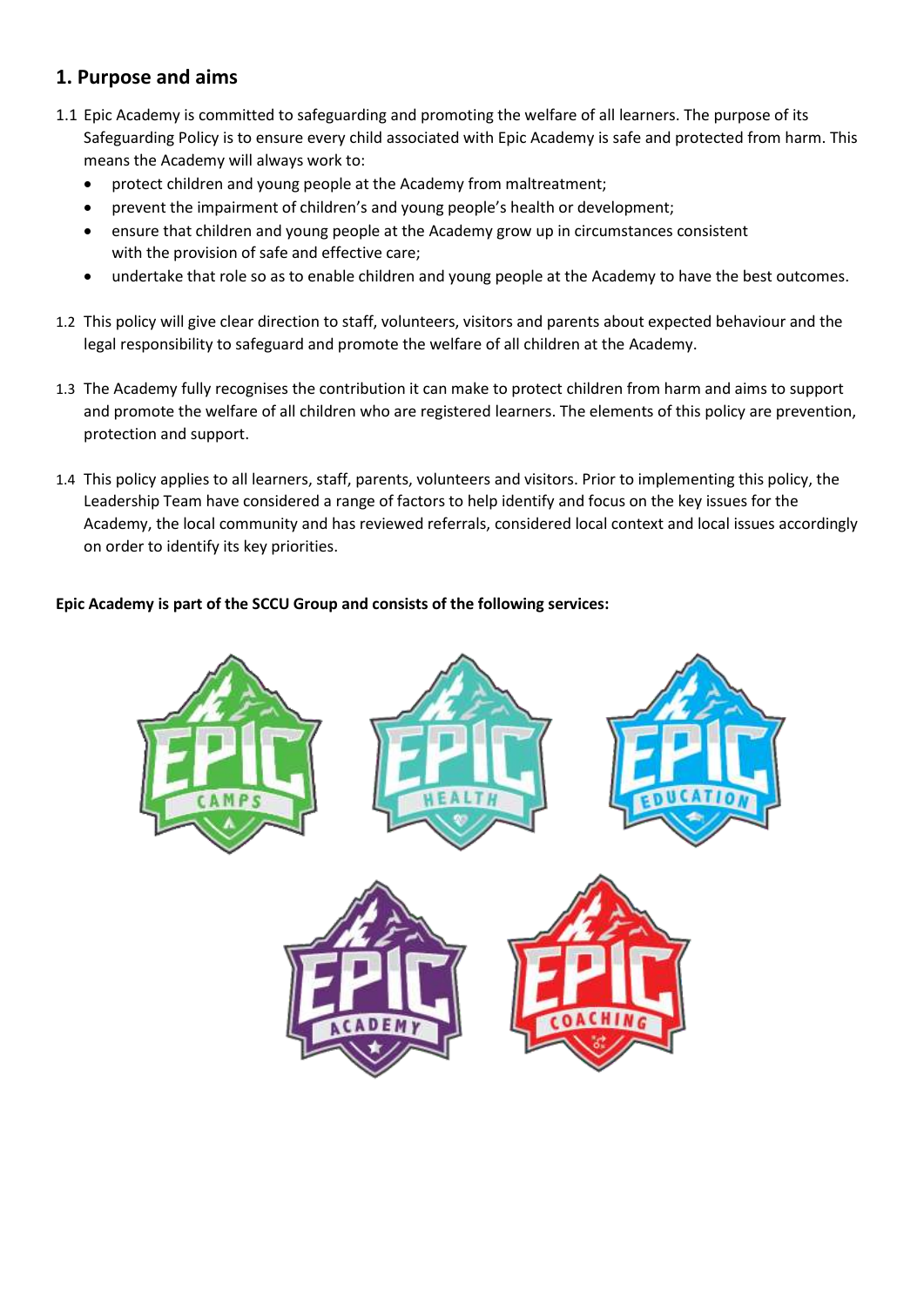## 1. Purpose and aims

1.1 Epic Academy is committed to safeguarding and promoting the welfare of all learners. The purpose of its Safeguarding Policy is to ensure every child associated with Epic Academy is safe and protected from harm. This means the Academy will always work to:

- protect children and young people at the Academy from maltreatment;
- prevent the impairment of children's and young people's health or development;
- ensure that children and young people at the Academy grow up in circumstances consistent with the provision of safe and effective care;
- undertake that role so as to enable children and young people at the Academy to have the best outcomes.

1.2 This policy will give clear direction to staff, volunteers, visitors and parents about expected behaviour and the legal responsibility to safeguard and promote the welfare of all children at the Academy.

1.3 The Academy fully recognises the contribution it can make to protect children from harm and aims to support and promote the welfare of all children who are registered learners. The elements of this policy are prevention, protection and support.

1.4 This policy applies to all learners, staff, parents, volunteers and visitors. Prior to implementing this policy, the Leadership Team have considered a range of factors to help identify and focus on the key issues for the Academy, the local community and has reviewed referrals, considered local context and local issues accordingly on order to identify its key priorities.

**Epic Academy is part of the SCCU Group and consists of the following services:**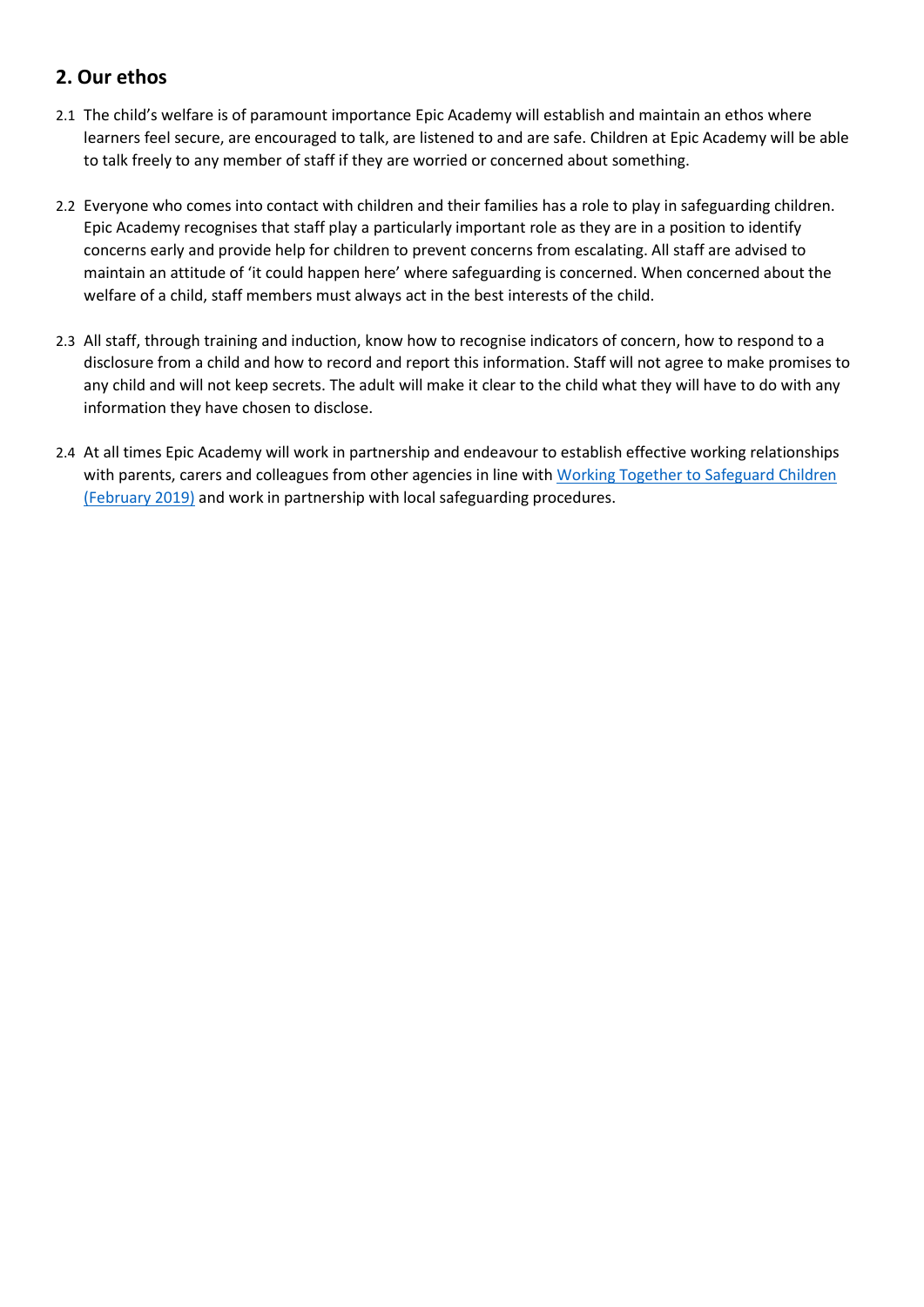## 2. Our ethos

2.1 The child's welfare is of paramount importance Epic Academy will establish and maintain an ethos where learners feel secure, are encouraged to talk, are listened to and are safe. Children at Epic Academy will be able to talk freely to any member of staff if they are worried or concerned about something.

2.2 Everyone who comes into contact with children and their families has a role to play in safeguarding children. Epic Academy recognises that staff play a particularly important role as they are in a position to identify concerns early and provide help for children to prevent concerns from escalating. All staff are advised to maintain an attitude of 'it could happen here' where safeguarding is concerned. When concerned about the welfare of a child, staff members must always act in the best interests of the child.

2.3 All staff, through training and induction, know how to recognise indicators of concern, how to respond to a disclosure from a child and how to record and report this information. Staff will not agree to make promises to any child and will not keep secrets. The adult will make it clear to the child what they will have to do with any information they have chosen to disclose.

2.4 At all times Epic Academy will work in partnership and endeavour to establish effective working relationships with parents, carers and colleagues from other agencies in line with Working Together to Safeguard Children (February 2019) and work in partnership with local safeguarding procedures.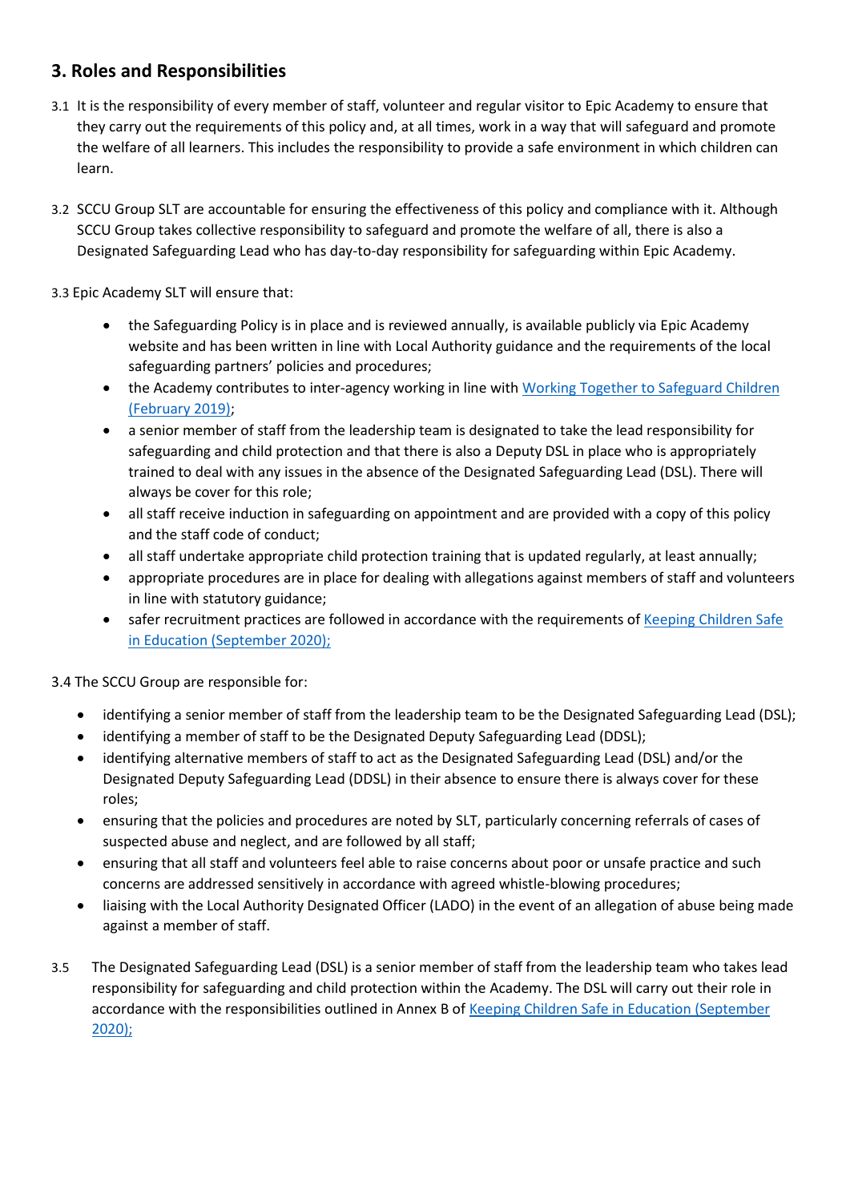## 3. Roles and Responsibilities

3.1 It is the responsibility of every member of staff, volunteer and regular visitor to Epic Academy to ensure that they carry out the requirements of this policy and, at all times, work in a way that will safeguard and promote the welfare of all learners. This includes the responsibility to provide a safe environment in which children can learn.

3.2 SCCU Group SLT are accountable for ensuring the effectiveness of this policy and compliance with it. Although SCCU Group takes collective responsibility to safeguard and promote the welfare of all, there is also a Designated Safeguarding Lead who has day-to-day responsibility for safeguarding within Epic Academy.

3.3 Epic Academy SLT will ensure that:

- the Safeguarding Policy is in place and is reviewed annually, is available publicly via Epic Academy website and has been written in line with Local Authority guidance and the requirements of the local safeguarding partners' policies and procedures;
- the Academy contributes to inter-agency working in line with [Working Together to Safeguard Children (February 2019)];
- a senior member of staff from the leadership team is designated to take the lead responsibility for safeguarding and child protection and that there is also a Deputy DSL in place who is appropriately trained to deal with any issues in the absence of the Designated Safeguarding Lead (DSL). There will always be cover for this role;
- all staff receive induction in safeguarding on appointment and are provided with a copy of this policy and the staff code of conduct;
- all staff undertake appropriate child protection training that is updated regularly, at least annually;
- appropriate procedures are in place for dealing with allegations against members of staff and volunteers in line with statutory guidance;
- safer recruitment practices are followed in accordance with the requirements of [Keeping Children Safe in Education (September 2020);]

3.4 The SCCU Group are responsible for:

- identifying a senior member of staff from the leadership team to be the Designated Safeguarding Lead (DSL);
- identifying a member of staff to be the Designated Deputy Safeguarding Lead (DDSL);
- identifying alternative members of staff to act as the Designated Safeguarding Lead (DSL) and/or the Designated Deputy Safeguarding Lead (DDSL) in their absence to ensure there is always cover for these roles;
- ensuring that the policies and procedures are noted by SLT, particularly concerning referrals of cases of suspected abuse and neglect, and are followed by all staff;
- ensuring that all staff and volunteers feel able to raise concerns about poor or unsafe practice and such concerns are addressed sensitively in accordance with agreed whistle-blowing procedures;
- liaising with the Local Authority Designated Officer (LADO) in the event of an allegation of abuse being made against a member of staff.

3.5 The Designated Safeguarding Lead (DSL) is a senior member of staff from the leadership team who takes lead responsibility for safeguarding and child protection within the Academy. The DSL will carry out their role in accordance with the responsibilities outlined in Annex B of [Keeping Children Safe in Education (September 2020);]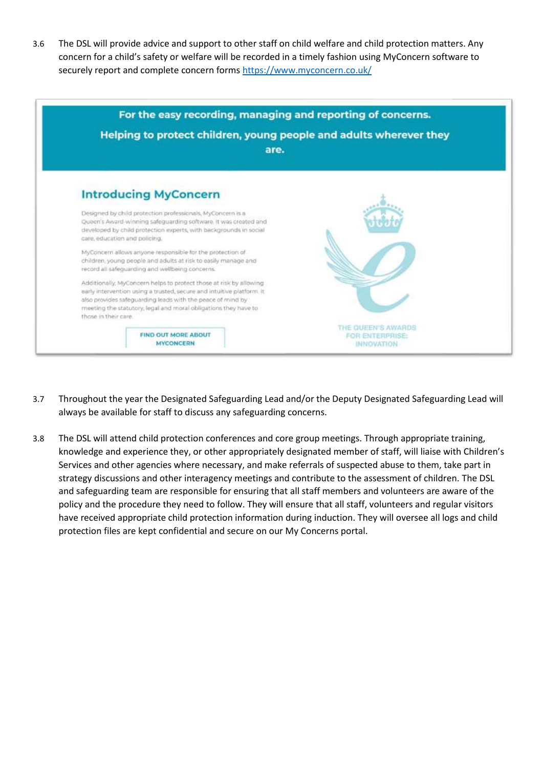3.6 The DSL will provide advice and support to other staff on child welfare and child protection matters. Any concern for a child's safety or welfare will be recorded in a timely fashion using MyConcern software to securely report and complete concern forms https://www.myconcern.co.uk/

For the easy recording, managing and reporting of concerns.

Helping to protect children, young people and adults wherever they are.

## Introducing MyConcern

Designed by child protection professionals, MyConcern is a Queen's Award-winning safeguarding software. It was created and developed by child protection experts, with backgrounds in social care, education and policing.

MyConcern allows anyone responsible for the protection of children, young people and adults at risk to easily manage and record all safeguarding and wellbeing concerns.

Additionally, MyConcern helps to protect those at risk by allowing early intervention using a trusted, secure and intuitive platform. It also provides safeguarding leads with the peace of mind by meeting the statutory, legal and moral obligations they have to those in their care.

FIND OUT MORE ABOUT MYCONCERN

THE QUEEN'S AWARDS FOR ENTERPRISE: INNOVATION

3.7 Throughout the year the Designated Safeguarding Lead and/or the Deputy Designated Safeguarding Lead will always be available for staff to discuss any safeguarding concerns.

3.8 The DSL will attend child protection conferences and core group meetings. Through appropriate training, knowledge and experience they, or other appropriately designated member of staff, will liaise with Children's Services and other agencies where necessary, and make referrals of suspected abuse to them, take part in strategy discussions and other interagency meetings and contribute to the assessment of children. The DSL and safeguarding team are responsible for ensuring that all staff members and volunteers are aware of the policy and the procedure they need to follow. They will ensure that all staff, volunteers and regular visitors have received appropriate child protection information during induction. They will oversee all logs and child protection files are kept confidential and secure on our My Concerns portal.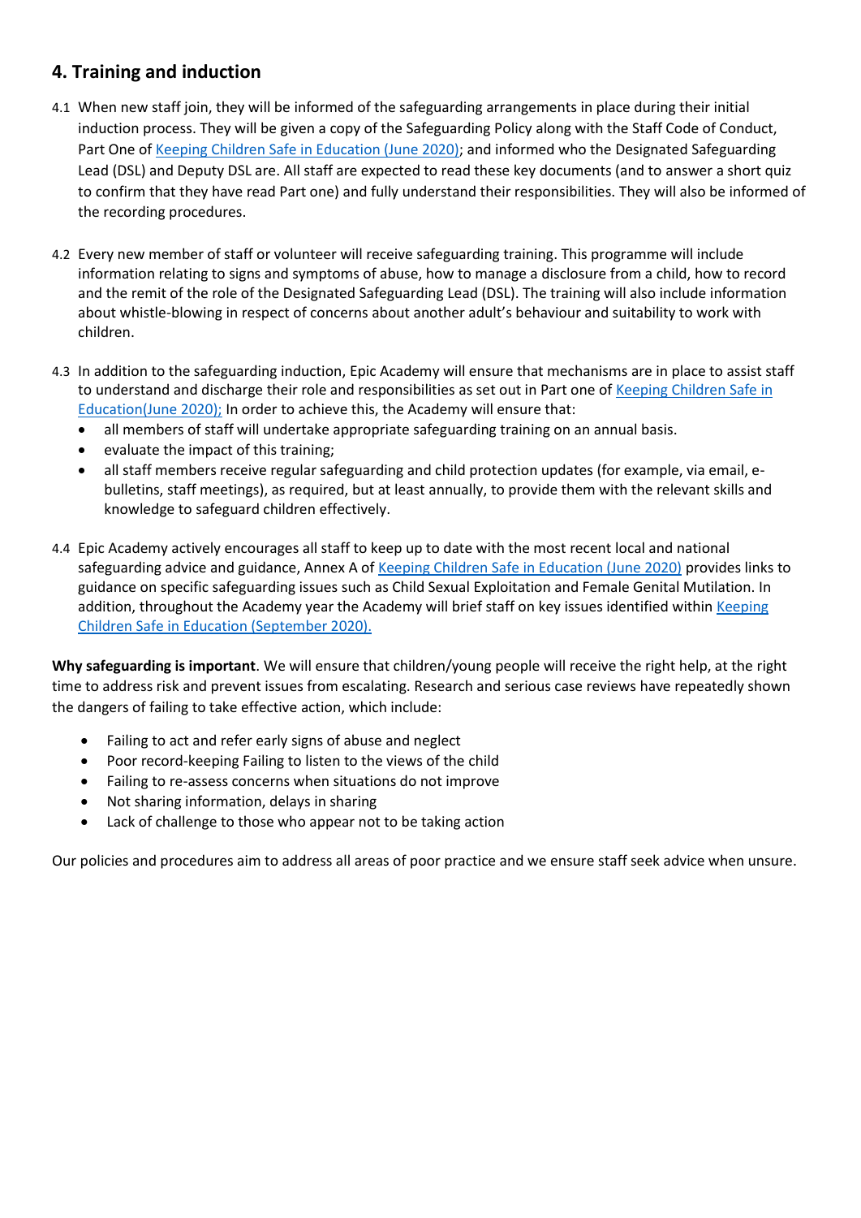## 4. Training and induction

4.1 When new staff join, they will be informed of the safeguarding arrangements in place during their initial induction process. They will be given a copy of the Safeguarding Policy along with the Staff Code of Conduct, Part One of Keeping Children Safe in Education (June 2020); and informed who the Designated Safeguarding Lead (DSL) and Deputy DSL are. All staff are expected to read these key documents (and to answer a short quiz to confirm that they have read Part one) and fully understand their responsibilities. They will also be informed of the recording procedures.

4.2 Every new member of staff or volunteer will receive safeguarding training. This programme will include information relating to signs and symptoms of abuse, how to manage a disclosure from a child, how to record and the remit of the role of the Designated Safeguarding Lead (DSL). The training will also include information about whistle-blowing in respect of concerns about another adult's behaviour and suitability to work with children.

4.3 In addition to the safeguarding induction, Epic Academy will ensure that mechanisms are in place to assist staff to understand and discharge their role and responsibilities as set out in Part one of Keeping Children Safe in Education(June 2020); In order to achieve this, the Academy will ensure that:

- all members of staff will undertake appropriate safeguarding training on an annual basis.
- evaluate the impact of this training;
- all staff members receive regular safeguarding and child protection updates (for example, via email, e-bulletins, staff meetings), as required, but at least annually, to provide them with the relevant skills and knowledge to safeguard children effectively.

4.4 Epic Academy actively encourages all staff to keep up to date with the most recent local and national safeguarding advice and guidance, Annex A of Keeping Children Safe in Education (June 2020) provides links to guidance on specific safeguarding issues such as Child Sexual Exploitation and Female Genital Mutilation. In addition, throughout the Academy year the Academy will brief staff on key issues identified within Keeping Children Safe in Education (September 2020).

**Why safeguarding is important**. We will ensure that children/young people will receive the right help, at the right time to address risk and prevent issues from escalating. Research and serious case reviews have repeatedly shown the dangers of failing to take effective action, which include:

- Failing to act and refer early signs of abuse and neglect
- Poor record-keeping Failing to listen to the views of the child
- Failing to re-assess concerns when situations do not improve
- Not sharing information, delays in sharing
- Lack of challenge to those who appear not to be taking action

Our policies and procedures aim to address all areas of poor practice and we ensure staff seek advice when unsure.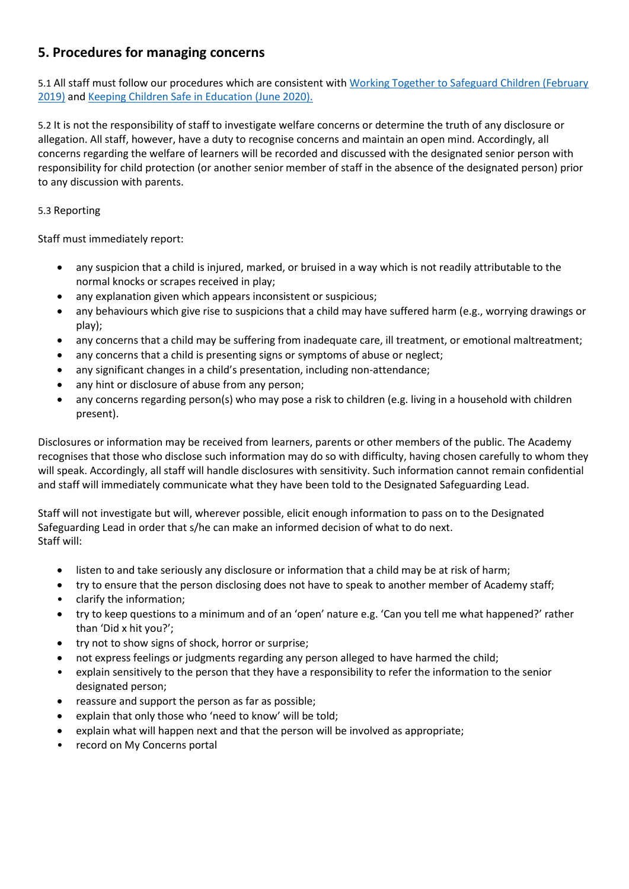## 5. Procedures for managing concerns

5.1 All staff must follow our procedures which are consistent with [Working Together to Safeguard Children (February 2019)]() and [Keeping Children Safe in Education (June 2020).]()

5.2 It is not the responsibility of staff to investigate welfare concerns or determine the truth of any disclosure or allegation. All staff, however, have a duty to recognise concerns and maintain an open mind. Accordingly, all concerns regarding the welfare of learners will be recorded and discussed with the designated senior person with responsibility for child protection (or another senior member of staff in the absence of the designated person) prior to any discussion with parents.

5.3 Reporting

Staff must immediately report:

- any suspicion that a child is injured, marked, or bruised in a way which is not readily attributable to the normal knocks or scrapes received in play;
- any explanation given which appears inconsistent or suspicious;
- any behaviours which give rise to suspicions that a child may have suffered harm (e.g., worrying drawings or play);
- any concerns that a child may be suffering from inadequate care, ill treatment, or emotional maltreatment;
- any concerns that a child is presenting signs or symptoms of abuse or neglect;
- any significant changes in a child's presentation, including non-attendance;
- any hint or disclosure of abuse from any person;
- any concerns regarding person(s) who may pose a risk to children (e.g. living in a household with children present).

Disclosures or information may be received from learners, parents or other members of the public. The Academy recognises that those who disclose such information may do so with difficulty, having chosen carefully to whom they will speak. Accordingly, all staff will handle disclosures with sensitivity. Such information cannot remain confidential and staff will immediately communicate what they have been told to the Designated Safeguarding Lead.

Staff will not investigate but will, wherever possible, elicit enough information to pass on to the Designated Safeguarding Lead in order that s/he can make an informed decision of what to do next.
Staff will:

- listen to and take seriously any disclosure or information that a child may be at risk of harm;
- try to ensure that the person disclosing does not have to speak to another member of Academy staff;
- clarify the information;
- try to keep questions to a minimum and of an 'open' nature e.g. 'Can you tell me what happened?' rather than 'Did x hit you?';
- try not to show signs of shock, horror or surprise;
- not express feelings or judgments regarding any person alleged to have harmed the child;
- explain sensitively to the person that they have a responsibility to refer the information to the senior designated person;
- reassure and support the person as far as possible;
- explain that only those who 'need to know' will be told;
- explain what will happen next and that the person will be involved as appropriate;
- record on My Concerns portal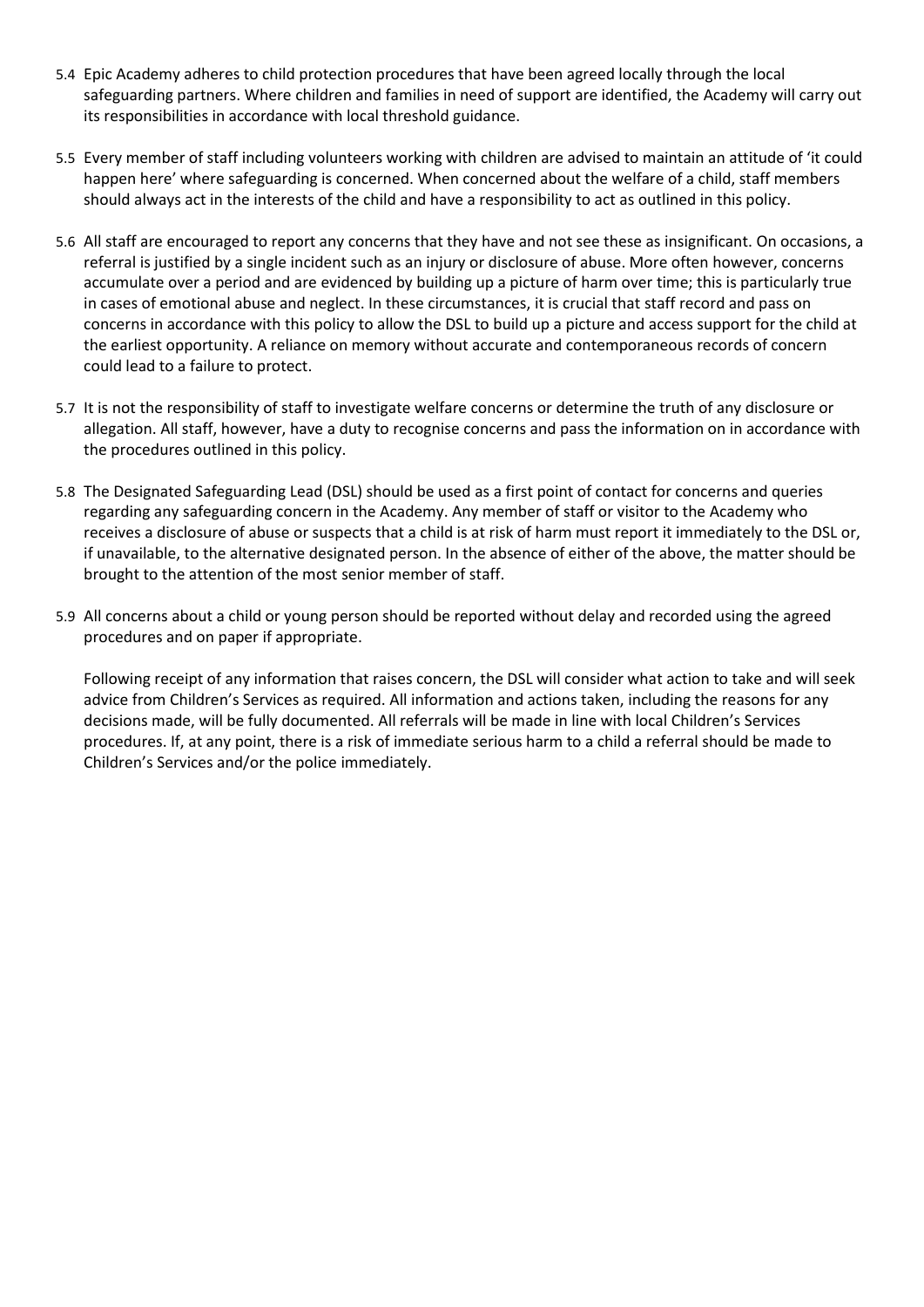5.4 Epic Academy adheres to child protection procedures that have been agreed locally through the local safeguarding partners. Where children and families in need of support are identified, the Academy will carry out its responsibilities in accordance with local threshold guidance.

5.5 Every member of staff including volunteers working with children are advised to maintain an attitude of 'it could happen here' where safeguarding is concerned. When concerned about the welfare of a child, staff members should always act in the interests of the child and have a responsibility to act as outlined in this policy.

5.6 All staff are encouraged to report any concerns that they have and not see these as insignificant. On occasions, a referral is justified by a single incident such as an injury or disclosure of abuse. More often however, concerns accumulate over a period and are evidenced by building up a picture of harm over time; this is particularly true in cases of emotional abuse and neglect. In these circumstances, it is crucial that staff record and pass on concerns in accordance with this policy to allow the DSL to build up a picture and access support for the child at the earliest opportunity. A reliance on memory without accurate and contemporaneous records of concern could lead to a failure to protect.

5.7 It is not the responsibility of staff to investigate welfare concerns or determine the truth of any disclosure or allegation. All staff, however, have a duty to recognise concerns and pass the information on in accordance with the procedures outlined in this policy.

5.8 The Designated Safeguarding Lead (DSL) should be used as a first point of contact for concerns and queries regarding any safeguarding concern in the Academy. Any member of staff or visitor to the Academy who receives a disclosure of abuse or suspects that a child is at risk of harm must report it immediately to the DSL or, if unavailable, to the alternative designated person. In the absence of either of the above, the matter should be brought to the attention of the most senior member of staff.

5.9 All concerns about a child or young person should be reported without delay and recorded using the agreed procedures and on paper if appropriate.

Following receipt of any information that raises concern, the DSL will consider what action to take and will seek advice from Children's Services as required. All information and actions taken, including the reasons for any decisions made, will be fully documented. All referrals will be made in line with local Children's Services procedures. If, at any point, there is a risk of immediate serious harm to a child a referral should be made to Children's Services and/or the police immediately.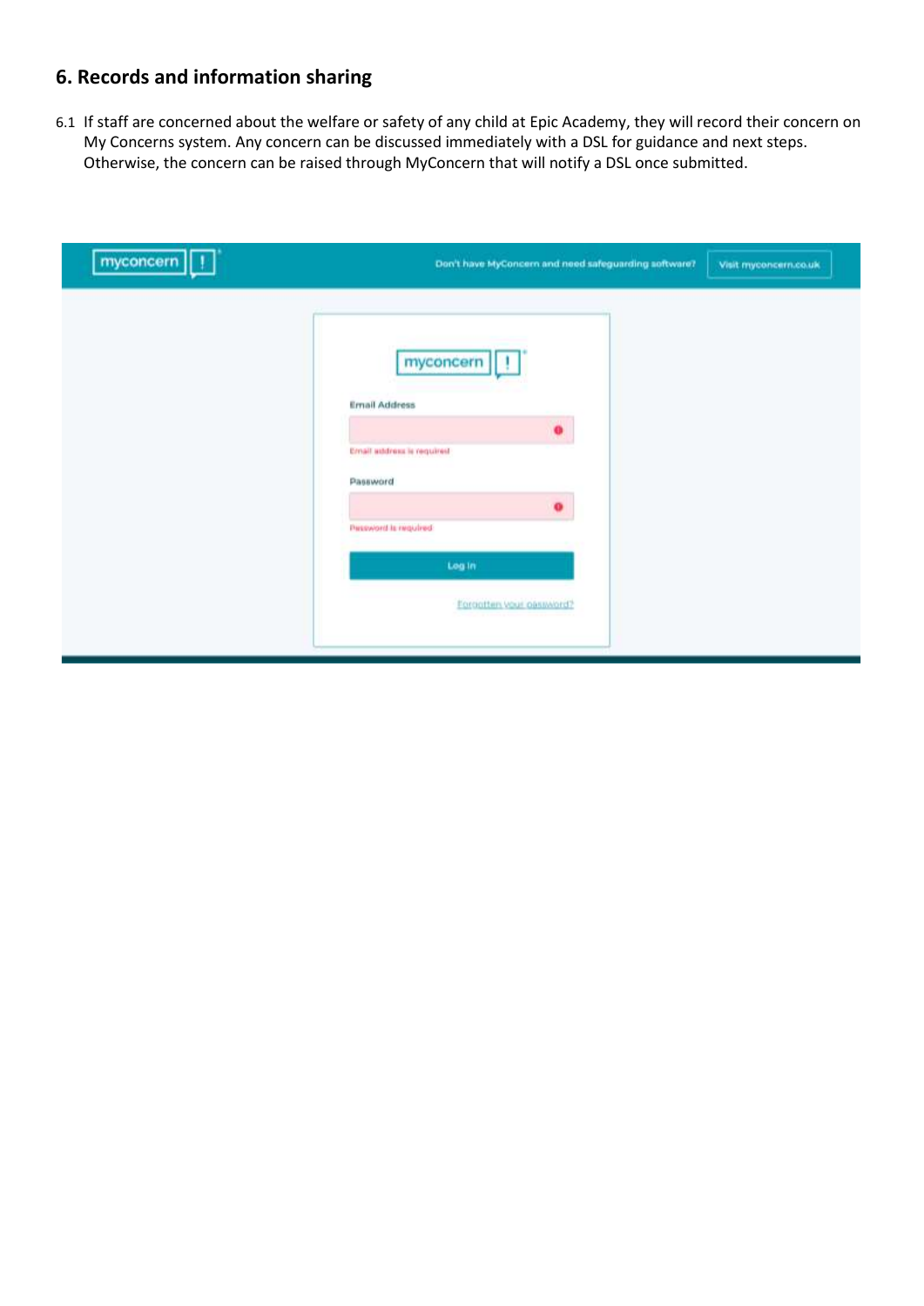## 6. Records and information sharing

6.1 If staff are concerned about the welfare or safety of any child at Epic Academy, they will record their concern on My Concerns system. Any concern can be discussed immediately with a DSL for guidance and next steps. Otherwise, the concern can be raised through MyConcern that will notify a DSL once submitted.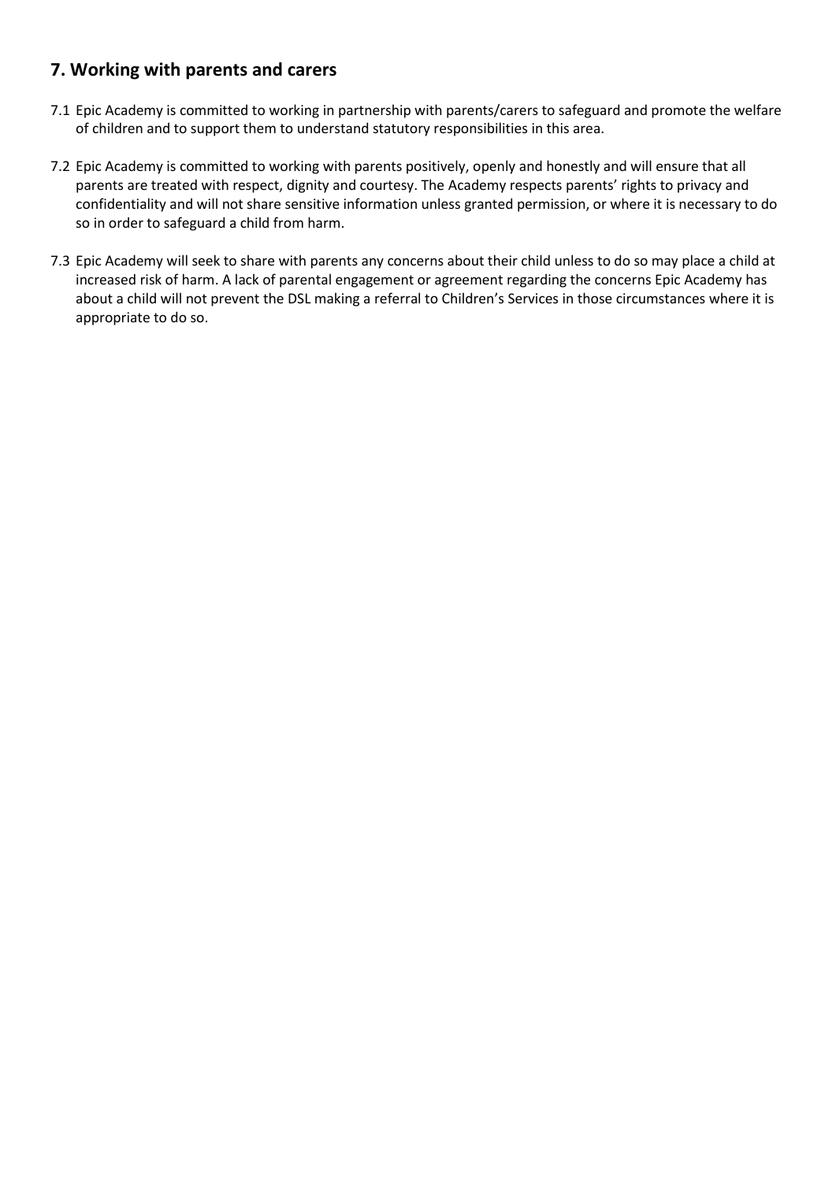## 7. Working with parents and carers

7.1 Epic Academy is committed to working in partnership with parents/carers to safeguard and promote the welfare of children and to support them to understand statutory responsibilities in this area.

7.2 Epic Academy is committed to working with parents positively, openly and honestly and will ensure that all parents are treated with respect, dignity and courtesy. The Academy respects parents' rights to privacy and confidentiality and will not share sensitive information unless granted permission, or where it is necessary to do so in order to safeguard a child from harm.

7.3 Epic Academy will seek to share with parents any concerns about their child unless to do so may place a child at increased risk of harm. A lack of parental engagement or agreement regarding the concerns Epic Academy has about a child will not prevent the DSL making a referral to Children's Services in those circumstances where it is appropriate to do so.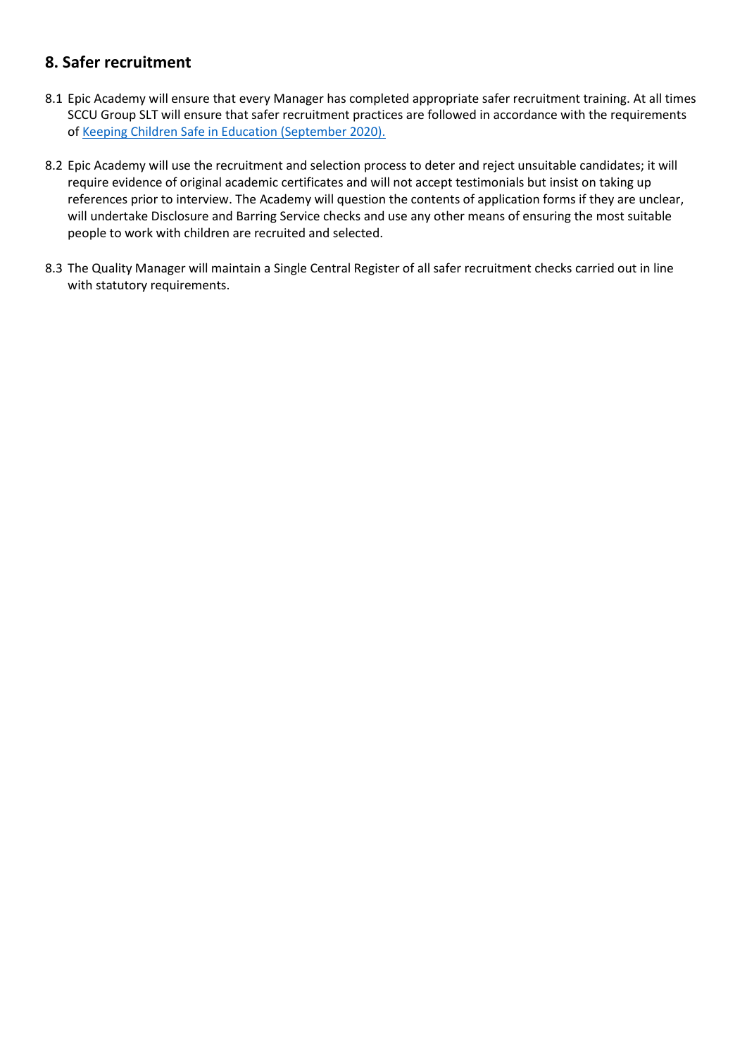## 8. Safer recruitment

8.1 Epic Academy will ensure that every Manager has completed appropriate safer recruitment training. At all times SCCU Group SLT will ensure that safer recruitment practices are followed in accordance with the requirements of [Keeping Children Safe in Education (September 2020).]

8.2 Epic Academy will use the recruitment and selection process to deter and reject unsuitable candidates; it will require evidence of original academic certificates and will not accept testimonials but insist on taking up references prior to interview. The Academy will question the contents of application forms if they are unclear, will undertake Disclosure and Barring Service checks and use any other means of ensuring the most suitable people to work with children are recruited and selected.

8.3 The Quality Manager will maintain a Single Central Register of all safer recruitment checks carried out in line with statutory requirements.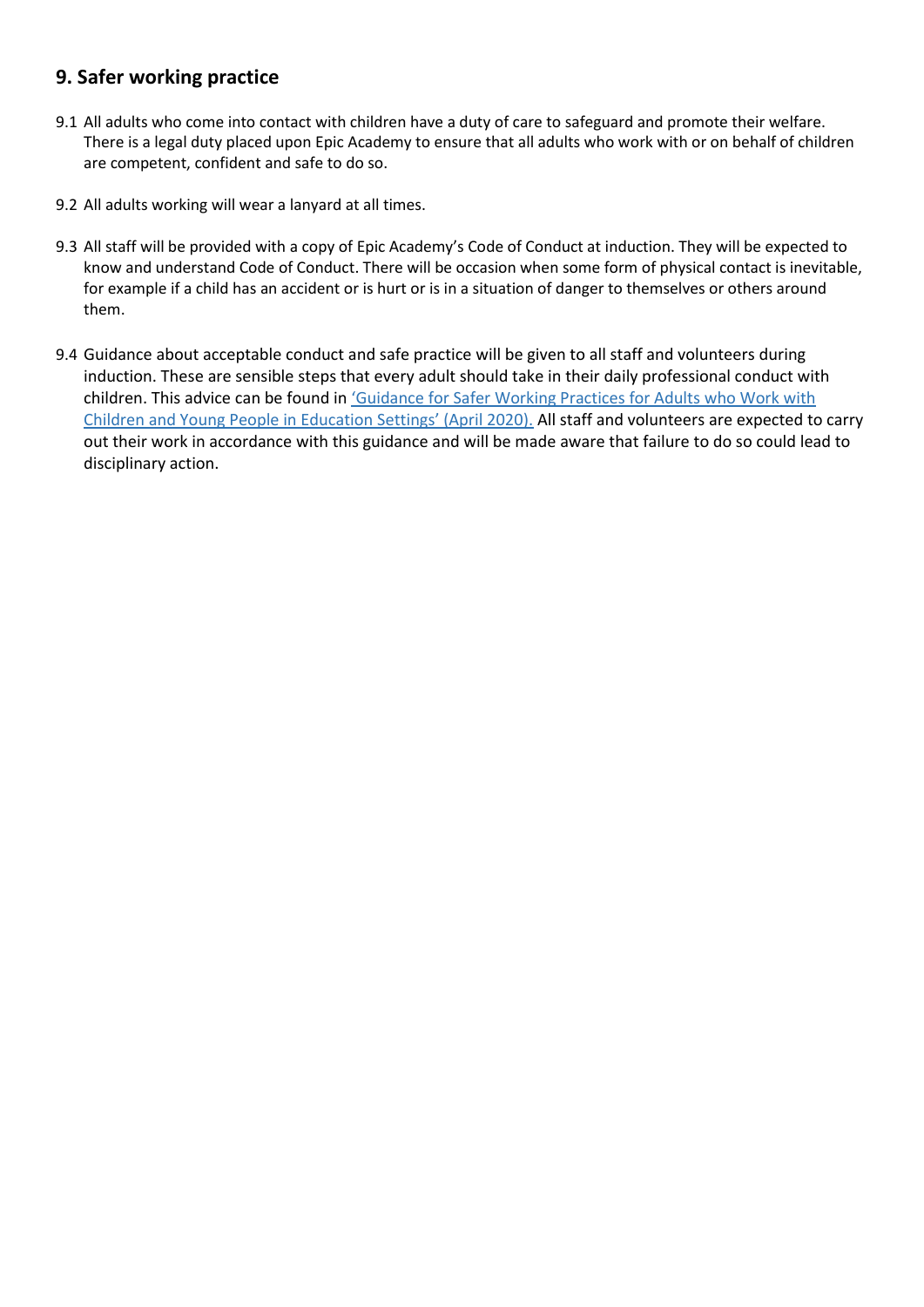## 9. Safer working practice

9.1 All adults who come into contact with children have a duty of care to safeguard and promote their welfare. There is a legal duty placed upon Epic Academy to ensure that all adults who work with or on behalf of children are competent, confident and safe to do so.

9.2 All adults working will wear a lanyard at all times.

9.3 All staff will be provided with a copy of Epic Academy's Code of Conduct at induction. They will be expected to know and understand Code of Conduct. There will be occasion when some form of physical contact is inevitable, for example if a child has an accident or is hurt or is in a situation of danger to themselves or others around them.

9.4 Guidance about acceptable conduct and safe practice will be given to all staff and volunteers during induction. These are sensible steps that every adult should take in their daily professional conduct with children. This advice can be found in 'Guidance for Safer Working Practices for Adults who Work with Children and Young People in Education Settings' (April 2020). All staff and volunteers are expected to carry out their work in accordance with this guidance and will be made aware that failure to do so could lead to disciplinary action.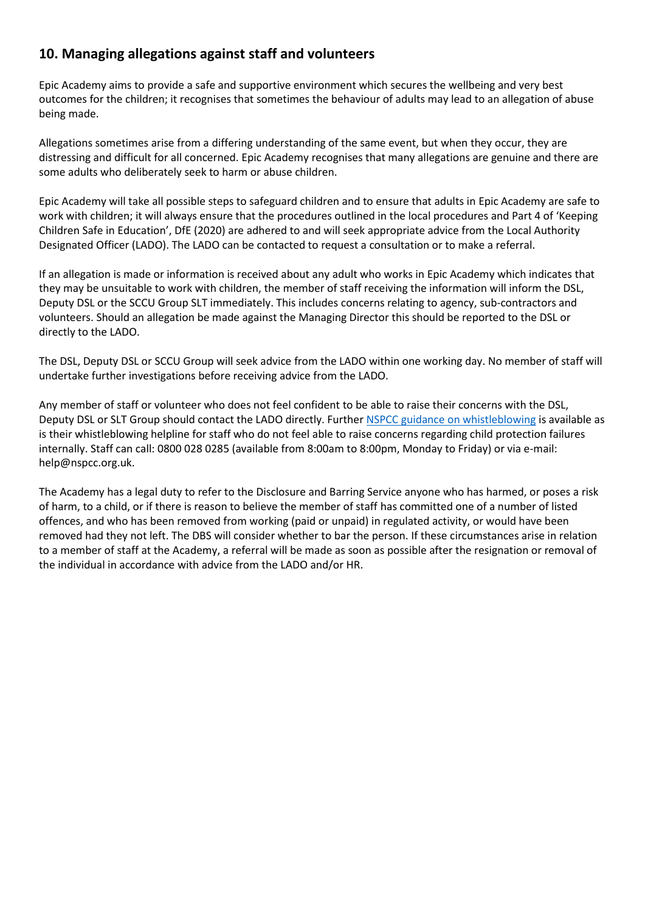## 10. Managing allegations against staff and volunteers

Epic Academy aims to provide a safe and supportive environment which secures the wellbeing and very best outcomes for the children; it recognises that sometimes the behaviour of adults may lead to an allegation of abuse being made.

Allegations sometimes arise from a differing understanding of the same event, but when they occur, they are distressing and difficult for all concerned. Epic Academy recognises that many allegations are genuine and there are some adults who deliberately seek to harm or abuse children.

Epic Academy will take all possible steps to safeguard children and to ensure that adults in Epic Academy are safe to work with children; it will always ensure that the procedures outlined in the local procedures and Part 4 of 'Keeping Children Safe in Education', DfE (2020) are adhered to and will seek appropriate advice from the Local Authority Designated Officer (LADO). The LADO can be contacted to request a consultation or to make a referral.

If an allegation is made or information is received about any adult who works in Epic Academy which indicates that they may be unsuitable to work with children, the member of staff receiving the information will inform the DSL, Deputy DSL or the SCCU Group SLT immediately. This includes concerns relating to agency, sub-contractors and volunteers. Should an allegation be made against the Managing Director this should be reported to the DSL or directly to the LADO.

The DSL, Deputy DSL or SCCU Group will seek advice from the LADO within one working day. No member of staff will undertake further investigations before receiving advice from the LADO.

Any member of staff or volunteer who does not feel confident to be able to raise their concerns with the DSL, Deputy DSL or SLT Group should contact the LADO directly. Further NSPCC guidance on whistleblowing is available as is their whistleblowing helpline for staff who do not feel able to raise concerns regarding child protection failures internally. Staff can call: 0800 028 0285 (available from 8:00am to 8:00pm, Monday to Friday) or via e-mail: help@nspcc.org.uk.

The Academy has a legal duty to refer to the Disclosure and Barring Service anyone who has harmed, or poses a risk of harm, to a child, or if there is reason to believe the member of staff has committed one of a number of listed offences, and who has been removed from working (paid or unpaid) in regulated activity, or would have been removed had they not left. The DBS will consider whether to bar the person. If these circumstances arise in relation to a member of staff at the Academy, a referral will be made as soon as possible after the resignation or removal of the individual in accordance with advice from the LADO and/or HR.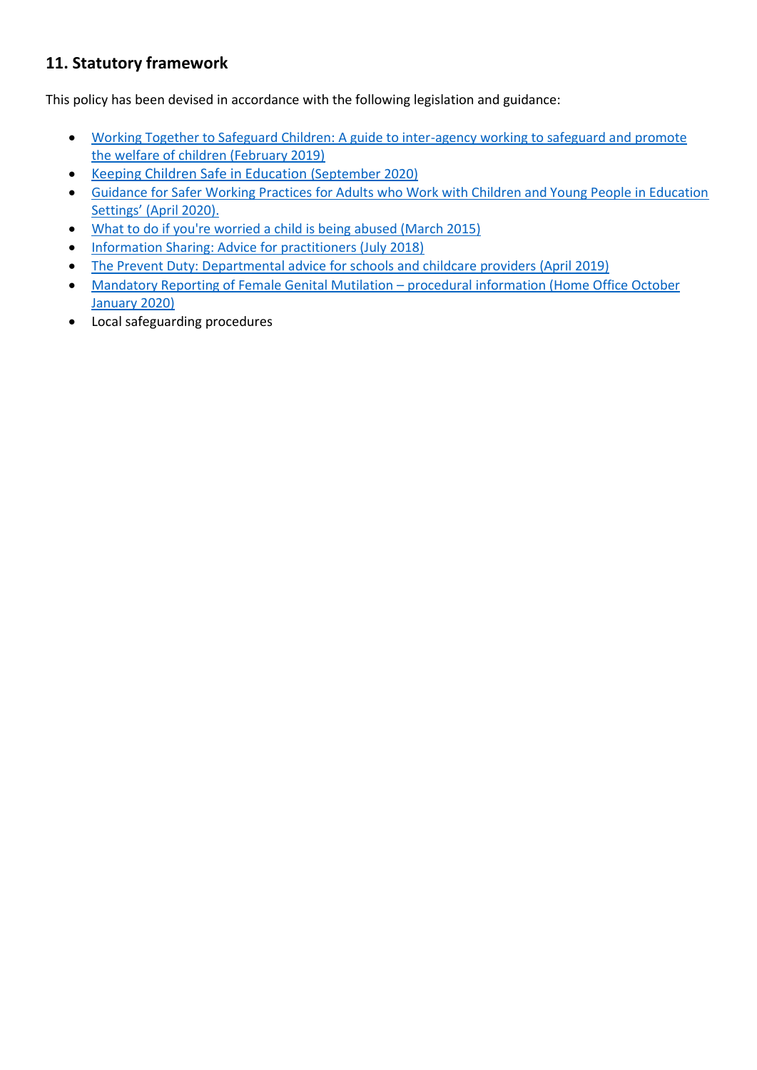## 11. Statutory framework

This policy has been devised in accordance with the following legislation and guidance:

- Working Together to Safeguard Children: A guide to inter-agency working to safeguard and promote the welfare of children (February 2019)
- Keeping Children Safe in Education (September 2020)
- Guidance for Safer Working Practices for Adults who Work with Children and Young People in Education Settings' (April 2020).
- What to do if you're worried a child is being abused (March 2015)
- Information Sharing: Advice for practitioners (July 2018)
- The Prevent Duty: Departmental advice for schools and childcare providers (April 2019)
- Mandatory Reporting of Female Genital Mutilation – procedural information (Home Office October January 2020)
- Local safeguarding procedures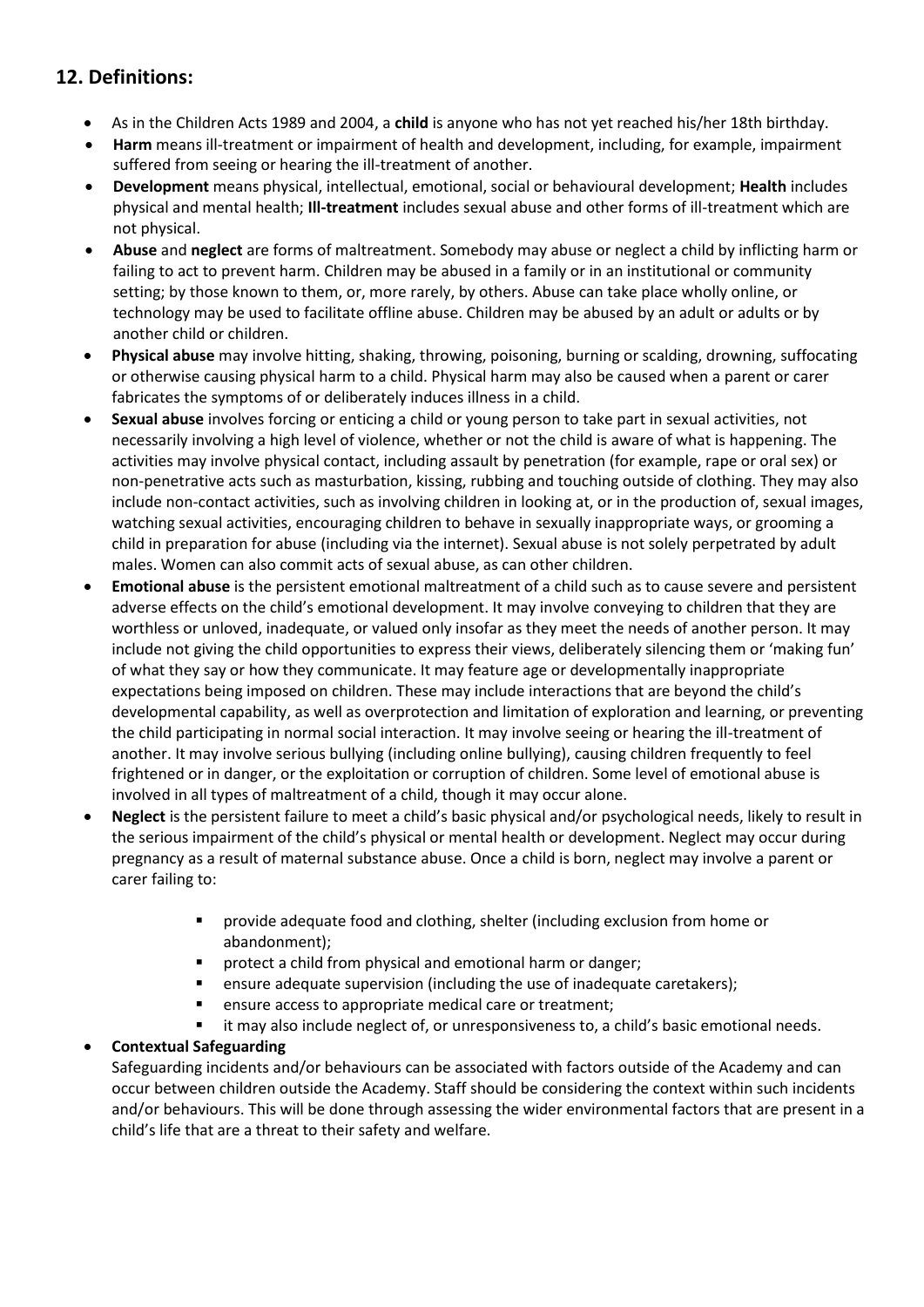## 12. Definitions:

- As in the Children Acts 1989 and 2004, a **child** is anyone who has not yet reached his/her 18th birthday.
- **Harm** means ill-treatment or impairment of health and development, including, for example, impairment suffered from seeing or hearing the ill-treatment of another.
- **Development** means physical, intellectual, emotional, social or behavioural development; **Health** includes physical and mental health; **Ill-treatment** includes sexual abuse and other forms of ill-treatment which are not physical.
- **Abuse** and **neglect** are forms of maltreatment. Somebody may abuse or neglect a child by inflicting harm or failing to act to prevent harm. Children may be abused in a family or in an institutional or community setting; by those known to them, or, more rarely, by others. Abuse can take place wholly online, or technology may be used to facilitate offline abuse. Children may be abused by an adult or adults or by another child or children.
- **Physical abuse** may involve hitting, shaking, throwing, poisoning, burning or scalding, drowning, suffocating or otherwise causing physical harm to a child. Physical harm may also be caused when a parent or carer fabricates the symptoms of or deliberately induces illness in a child.
- **Sexual abuse** involves forcing or enticing a child or young person to take part in sexual activities, not necessarily involving a high level of violence, whether or not the child is aware of what is happening. The activities may involve physical contact, including assault by penetration (for example, rape or oral sex) or non-penetrative acts such as masturbation, kissing, rubbing and touching outside of clothing. They may also include non-contact activities, such as involving children in looking at, or in the production of, sexual images, watching sexual activities, encouraging children to behave in sexually inappropriate ways, or grooming a child in preparation for abuse (including via the internet). Sexual abuse is not solely perpetrated by adult males. Women can also commit acts of sexual abuse, as can other children.
- **Emotional abuse** is the persistent emotional maltreatment of a child such as to cause severe and persistent adverse effects on the child's emotional development. It may involve conveying to children that they are worthless or unloved, inadequate, or valued only insofar as they meet the needs of another person. It may include not giving the child opportunities to express their views, deliberately silencing them or 'making fun' of what they say or how they communicate. It may feature age or developmentally inappropriate expectations being imposed on children. These may include interactions that are beyond the child's developmental capability, as well as overprotection and limitation of exploration and learning, or preventing the child participating in normal social interaction. It may involve seeing or hearing the ill-treatment of another. It may involve serious bullying (including online bullying), causing children frequently to feel frightened or in danger, or the exploitation or corruption of children. Some level of emotional abuse is involved in all types of maltreatment of a child, though it may occur alone.
- **Neglect** is the persistent failure to meet a child's basic physical and/or psychological needs, likely to result in the serious impairment of the child's physical or mental health or development. Neglect may occur during pregnancy as a result of maternal substance abuse. Once a child is born, neglect may involve a parent or carer failing to:
    - provide adequate food and clothing, shelter (including exclusion from home or abandonment);
    - protect a child from physical and emotional harm or danger;
    - ensure adequate supervision (including the use of inadequate caretakers);
    - ensure access to appropriate medical care or treatment;
    - it may also include neglect of, or unresponsiveness to, a child's basic emotional needs.
- **Contextual Safeguarding**
  Safeguarding incidents and/or behaviours can be associated with factors outside of the Academy and can occur between children outside the Academy. Staff should be considering the context within such incidents and/or behaviours. This will be done through assessing the wider environmental factors that are present in a child's life that are a threat to their safety and welfare.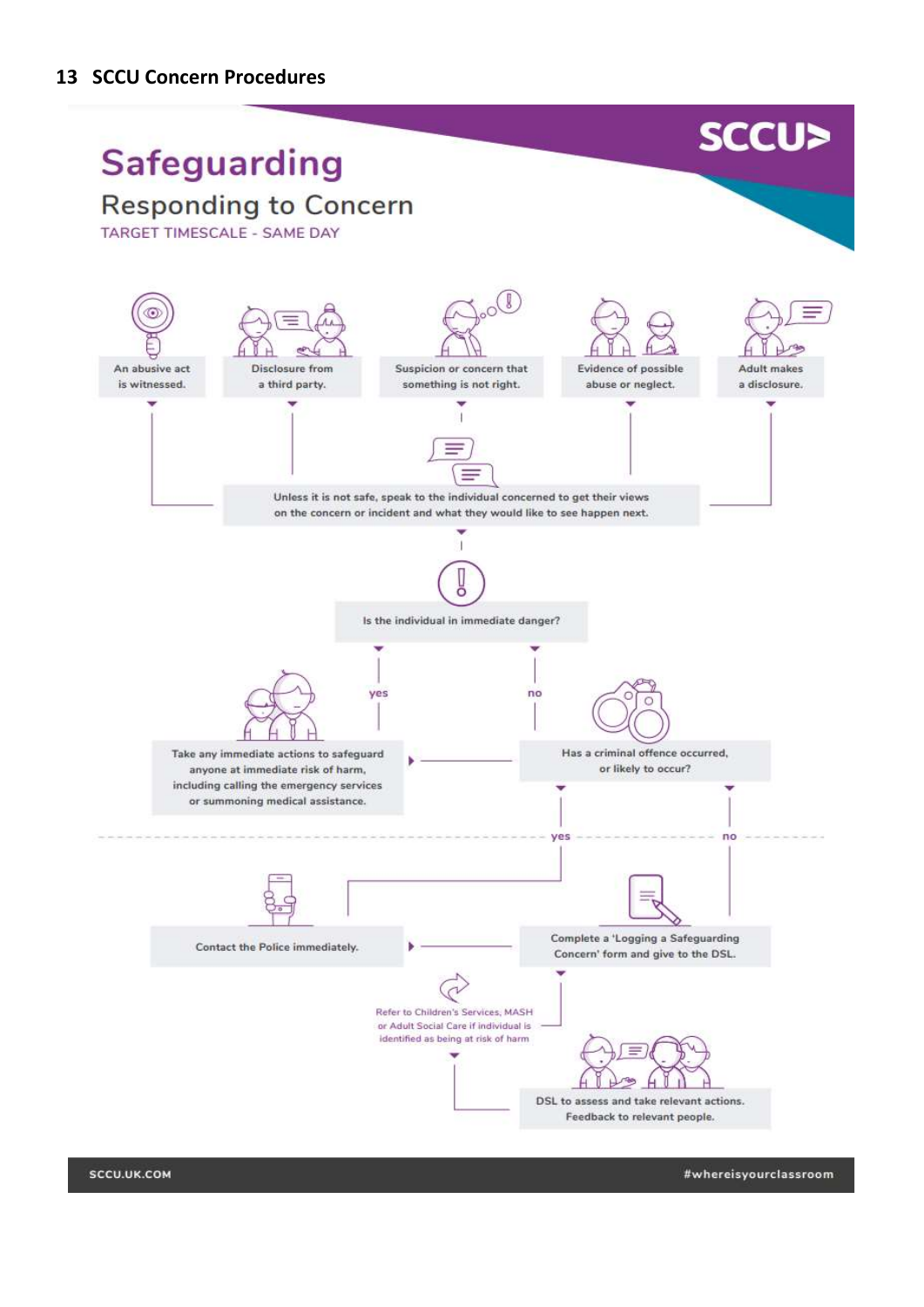## 13 SCCU Concern Procedures

SCCU

# Safeguarding

## Responding to Concern

TARGET TIMESCALE - SAME DAY

An abusive act is witnessed.

Disclosure from a third party.

Suspicion or concern that something is not right.

Evidence of possible abuse or neglect.

Adult makes a disclosure.

Unless it is not safe, speak to the individual concerned to get their views on the concern or incident and what they would like to see happen next.

Is the individual in immediate danger?

yes

no

Take any immediate actions to safeguard anyone at immediate risk of harm, including calling the emergency services or summoning medical assistance.

Has a criminal offence occurred, or likely to occur?

yes

no

Contact the Police immediately.

Complete a 'Logging a Safeguarding Concern' form and give to the DSL.

Refer to Children's Services, MASH or Adult Social Care if individual is identified as being at risk of harm

DSL to assess and take relevant actions. Feedback to relevant people.

SCCU.UK.COM

#whereisyourclassroom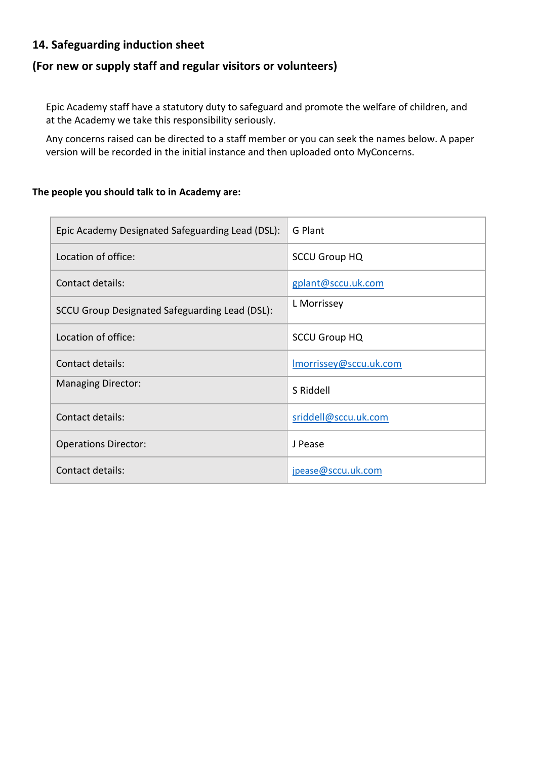## 14. Safeguarding induction sheet

## (For new or supply staff and regular visitors or volunteers)

Epic Academy staff have a statutory duty to safeguard and promote the welfare of children, and at the Academy we take this responsibility seriously.

Any concerns raised can be directed to a staff member or you can seek the names below. A paper version will be recorded in the initial instance and then uploaded onto MyConcerns.

**The people you should talk to in Academy are:**

| | |
|---|---|
| Epic Academy Designated Safeguarding Lead (DSL): | G Plant |
| Location of office: | SCCU Group HQ |
| Contact details: | gplant@sccu.uk.com |
| SCCU Group Designated Safeguarding Lead (DSL): | L Morrissey |
| Location of office: | SCCU Group HQ |
| Contact details: | lmorrissey@sccu.uk.com |
| Managing Director: | S Riddell |
| Contact details: | sriddell@sccu.uk.com |
| Operations Director: | J Pease |
| Contact details: | jpease@sccu.uk.com |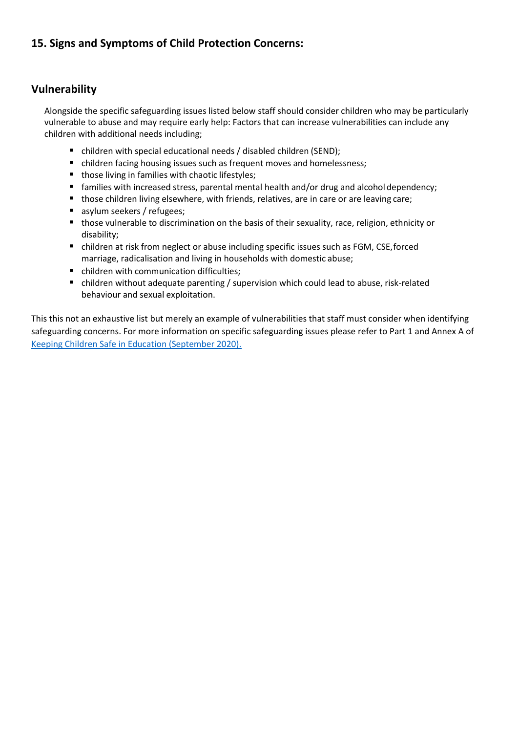## 15. Signs and Symptoms of Child Protection Concerns:

### Vulnerability

Alongside the specific safeguarding issues listed below staff should consider children who may be particularly vulnerable to abuse and may require early help: Factors that can increase vulnerabilities can include any children with additional needs including;

- children with special educational needs / disabled children (SEND);
- children facing housing issues such as frequent moves and homelessness;
- those living in families with chaotic lifestyles;
- families with increased stress, parental mental health and/or drug and alcohol dependency;
- those children living elsewhere, with friends, relatives, are in care or are leaving care;
- asylum seekers / refugees;
- those vulnerable to discrimination on the basis of their sexuality, race, religion, ethnicity or disability;
- children at risk from neglect or abuse including specific issues such as FGM, CSE, forced marriage, radicalisation and living in households with domestic abuse;
- children with communication difficulties;
- children without adequate parenting / supervision which could lead to abuse, risk-related behaviour and sexual exploitation.

This this not an exhaustive list but merely an example of vulnerabilities that staff must consider when identifying safeguarding concerns. For more information on specific safeguarding issues please refer to Part 1 and Annex A of Keeping Children Safe in Education (September 2020).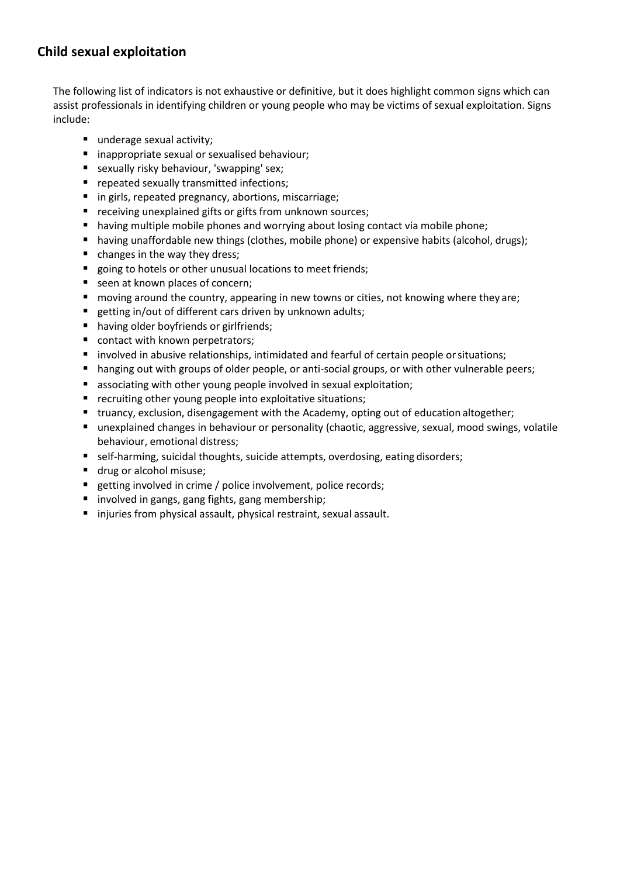## Child sexual exploitation

The following list of indicators is not exhaustive or definitive, but it does highlight common signs which can assist professionals in identifying children or young people who may be victims of sexual exploitation. Signs include:

- underage sexual activity;
- inappropriate sexual or sexualised behaviour;
- sexually risky behaviour, 'swapping' sex;
- repeated sexually transmitted infections;
- in girls, repeated pregnancy, abortions, miscarriage;
- receiving unexplained gifts or gifts from unknown sources;
- having multiple mobile phones and worrying about losing contact via mobile phone;
- having unaffordable new things (clothes, mobile phone) or expensive habits (alcohol, drugs);
- changes in the way they dress;
- going to hotels or other unusual locations to meet friends;
- seen at known places of concern;
- moving around the country, appearing in new towns or cities, not knowing where they are;
- getting in/out of different cars driven by unknown adults;
- having older boyfriends or girlfriends;
- contact with known perpetrators;
- involved in abusive relationships, intimidated and fearful of certain people or situations;
- hanging out with groups of older people, or anti-social groups, or with other vulnerable peers;
- associating with other young people involved in sexual exploitation;
- recruiting other young people into exploitative situations;
- truancy, exclusion, disengagement with the Academy, opting out of education altogether;
- unexplained changes in behaviour or personality (chaotic, aggressive, sexual, mood swings, volatile behaviour, emotional distress;
- self-harming, suicidal thoughts, suicide attempts, overdosing, eating disorders;
- drug or alcohol misuse;
- getting involved in crime / police involvement, police records;
- involved in gangs, gang fights, gang membership;
- injuries from physical assault, physical restraint, sexual assault.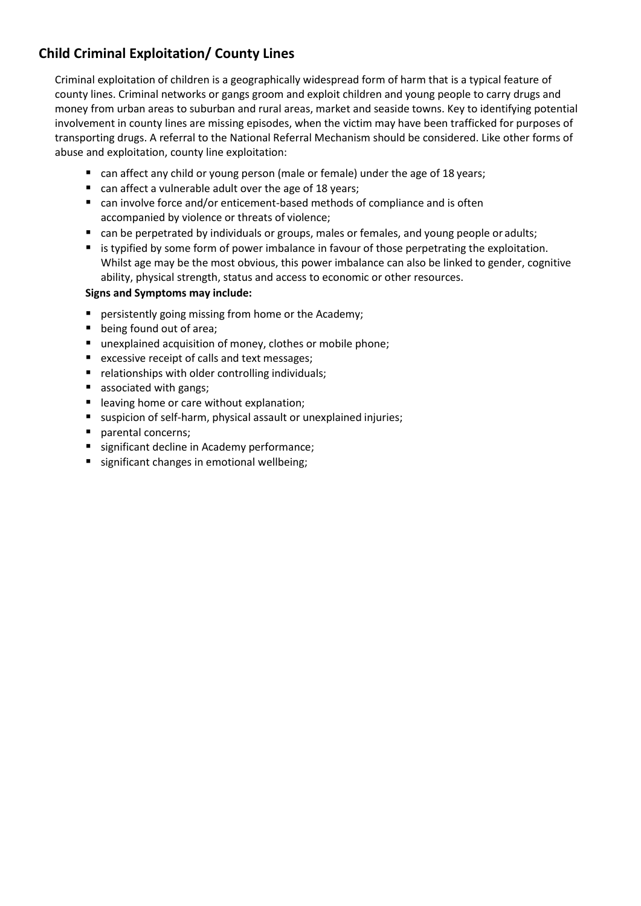## Child Criminal Exploitation/ County Lines

Criminal exploitation of children is a geographically widespread form of harm that is a typical feature of county lines. Criminal networks or gangs groom and exploit children and young people to carry drugs and money from urban areas to suburban and rural areas, market and seaside towns. Key to identifying potential involvement in county lines are missing episodes, when the victim may have been trafficked for purposes of transporting drugs. A referral to the National Referral Mechanism should be considered. Like other forms of abuse and exploitation, county line exploitation:

- can affect any child or young person (male or female) under the age of 18 years;
- can affect a vulnerable adult over the age of 18 years;
- can involve force and/or enticement-based methods of compliance and is often accompanied by violence or threats of violence;
- can be perpetrated by individuals or groups, males or females, and young people or adults;
- is typified by some form of power imbalance in favour of those perpetrating the exploitation. Whilst age may be the most obvious, this power imbalance can also be linked to gender, cognitive ability, physical strength, status and access to economic or other resources.

**Signs and Symptoms may include:**

- persistently going missing from home or the Academy;
- being found out of area;
- unexplained acquisition of money, clothes or mobile phone;
- excessive receipt of calls and text messages;
- relationships with older controlling individuals;
- associated with gangs;
- leaving home or care without explanation;
- suspicion of self-harm, physical assault or unexplained injuries;
- parental concerns;
- significant decline in Academy performance;
- significant changes in emotional wellbeing;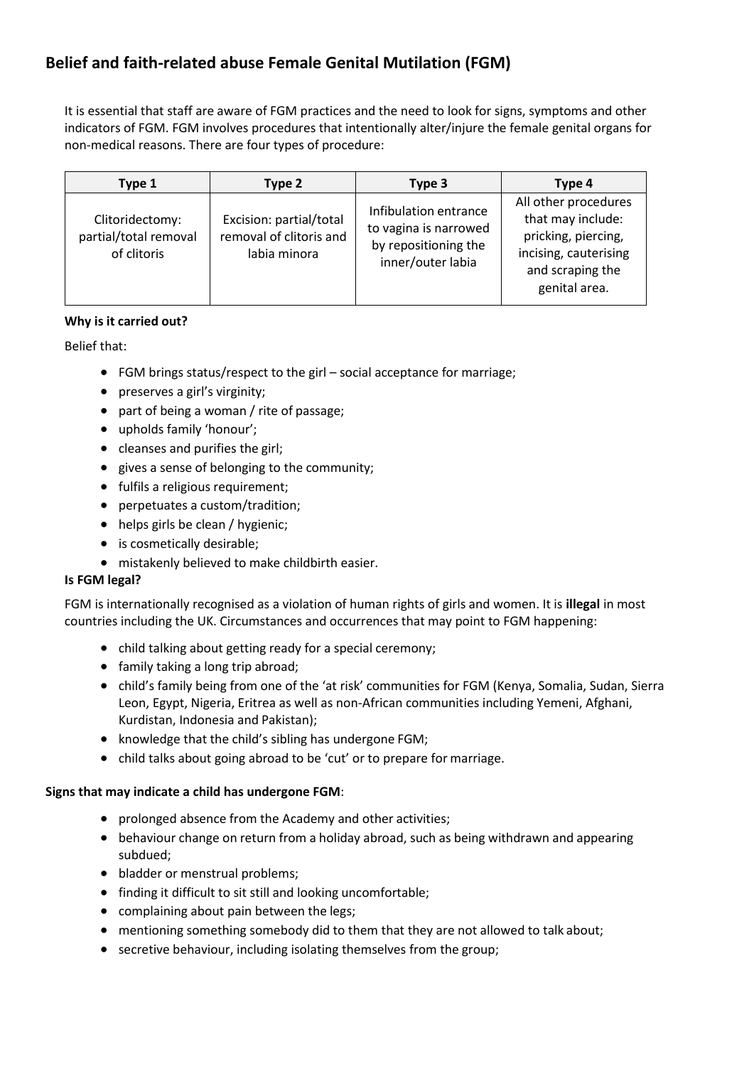## Belief and faith-related abuse Female Genital Mutilation (FGM)

It is essential that staff are aware of FGM practices and the need to look for signs, symptoms and other indicators of FGM. FGM involves procedures that intentionally alter/injure the female genital organs for non-medical reasons. There are four types of procedure:

| Type 1 | Type 2 | Type 3 | Type 4 |
|---|---|---|---|
| Clitoridectomy: partial/total removal of clitoris | Excision: partial/total removal of clitoris and labia minora | Infibulation entrance to vagina is narrowed by repositioning the inner/outer labia | All other procedures that may include: pricking, piercing, incising, cauterising and scraping the genital area. |

**Why is it carried out?**

Belief that:

- FGM brings status/respect to the girl – social acceptance for marriage;
- preserves a girl's virginity;
- part of being a woman / rite of passage;
- upholds family 'honour';
- cleanses and purifies the girl;
- gives a sense of belonging to the community;
- fulfils a religious requirement;
- perpetuates a custom/tradition;
- helps girls be clean / hygienic;
- is cosmetically desirable;
- mistakenly believed to make childbirth easier.

**Is FGM legal?**

FGM is internationally recognised as a violation of human rights of girls and women. It is **illegal** in most countries including the UK. Circumstances and occurrences that may point to FGM happening:

- child talking about getting ready for a special ceremony;
- family taking a long trip abroad;
- child's family being from one of the 'at risk' communities for FGM (Kenya, Somalia, Sudan, Sierra Leon, Egypt, Nigeria, Eritrea as well as non-African communities including Yemeni, Afghani, Kurdistan, Indonesia and Pakistan);
- knowledge that the child's sibling has undergone FGM;
- child talks about going abroad to be 'cut' or to prepare for marriage.

**Signs that may indicate a child has undergone FGM**:

- prolonged absence from the Academy and other activities;
- behaviour change on return from a holiday abroad, such as being withdrawn and appearing subdued;
- bladder or menstrual problems;
- finding it difficult to sit still and looking uncomfortable;
- complaining about pain between the legs;
- mentioning something somebody did to them that they are not allowed to talk about;
- secretive behaviour, including isolating themselves from the group;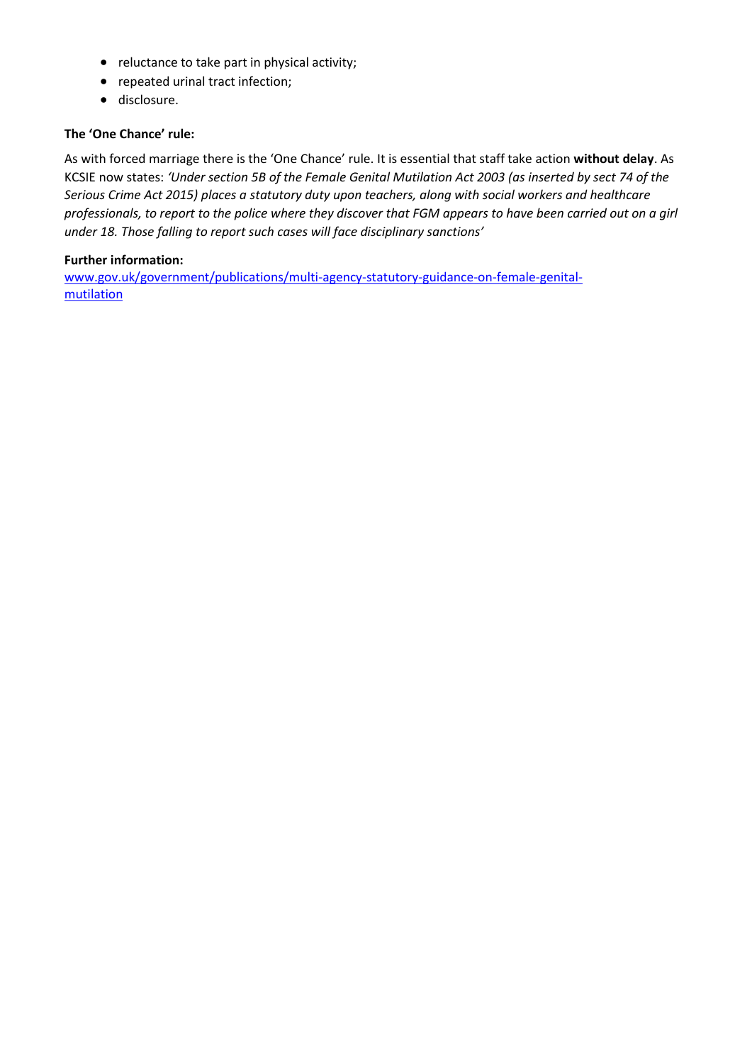- reluctance to take part in physical activity;
- repeated urinal tract infection;
- disclosure.

**The 'One Chance' rule:**

As with forced marriage there is the 'One Chance' rule. It is essential that staff take action **without delay**. As KCSIE now states: *'Under section 5B of the Female Genital Mutilation Act 2003 (as inserted by sect 74 of the Serious Crime Act 2015) places a statutory duty upon teachers, along with social workers and healthcare professionals, to report to the police where they discover that FGM appears to have been carried out on a girl under 18. Those falling to report such cases will face disciplinary sanctions'*

**Further information:**
[www.gov.uk/government/publications/multi-agency-statutory-guidance-on-female-genital-mutilation](www.gov.uk/government/publications/multi-agency-statutory-guidance-on-female-genital-mutilation)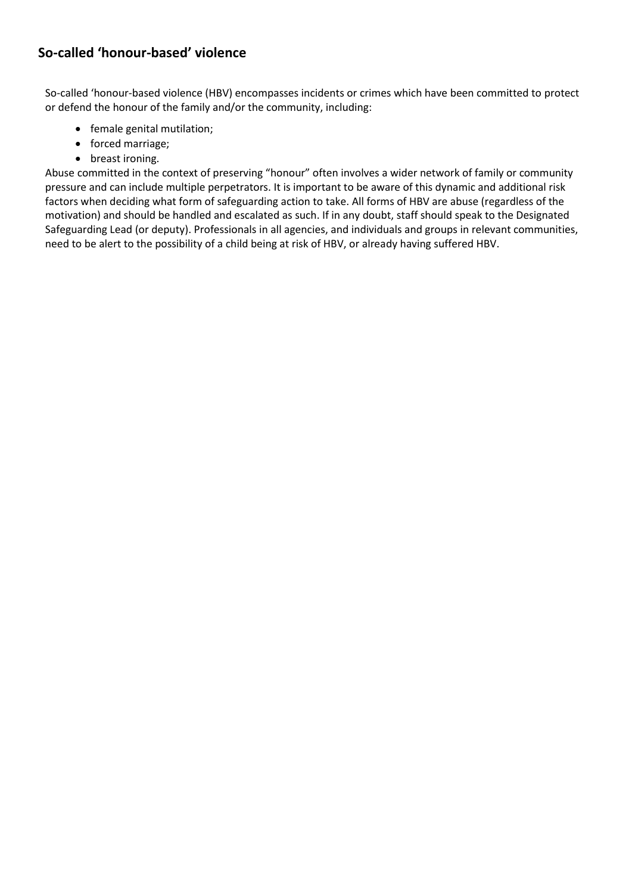## So-called 'honour-based' violence

So-called 'honour-based violence (HBV) encompasses incidents or crimes which have been committed to protect or defend the honour of the family and/or the community, including:

- female genital mutilation;
- forced marriage;
- breast ironing.

Abuse committed in the context of preserving "honour" often involves a wider network of family or community pressure and can include multiple perpetrators. It is important to be aware of this dynamic and additional risk factors when deciding what form of safeguarding action to take. All forms of HBV are abuse (regardless of the motivation) and should be handled and escalated as such. If in any doubt, staff should speak to the Designated Safeguarding Lead (or deputy). Professionals in all agencies, and individuals and groups in relevant communities, need to be alert to the possibility of a child being at risk of HBV, or already having suffered HBV.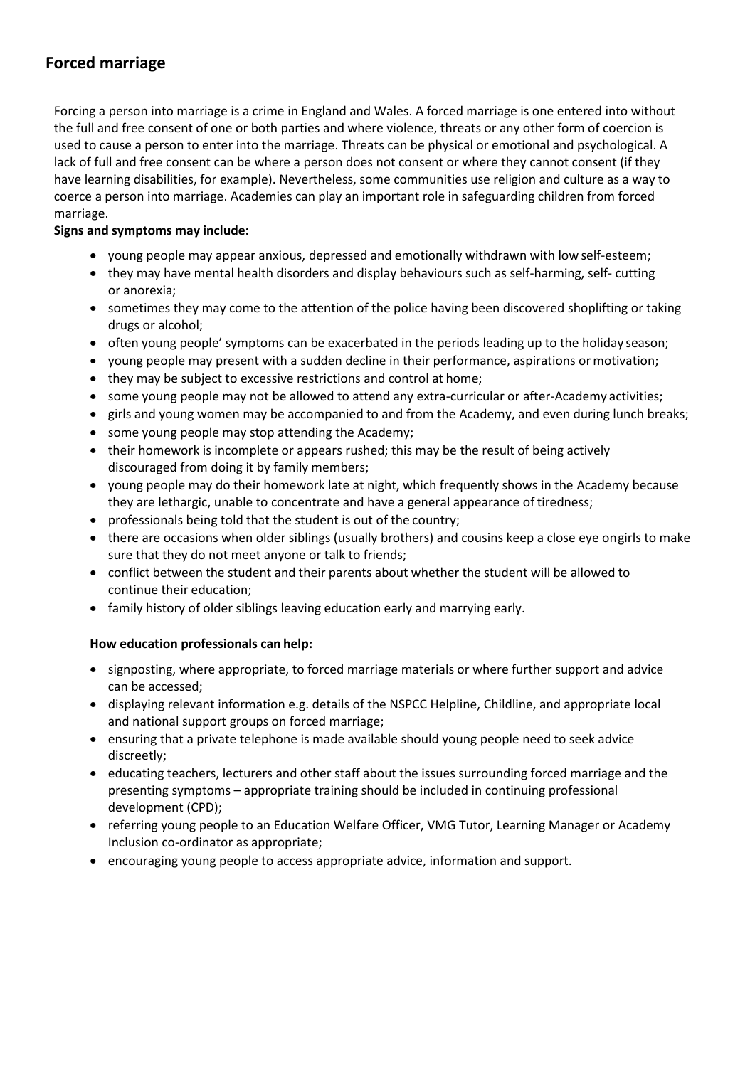## Forced marriage

Forcing a person into marriage is a crime in England and Wales. A forced marriage is one entered into without the full and free consent of one or both parties and where violence, threats or any other form of coercion is used to cause a person to enter into the marriage. Threats can be physical or emotional and psychological. A lack of full and free consent can be where a person does not consent or where they cannot consent (if they have learning disabilities, for example). Nevertheless, some communities use religion and culture as a way to coerce a person into marriage. Academies can play an important role in safeguarding children from forced marriage.

**Signs and symptoms may include:**

- young people may appear anxious, depressed and emotionally withdrawn with low self-esteem;
- they may have mental health disorders and display behaviours such as self-harming, self- cutting or anorexia;
- sometimes they may come to the attention of the police having been discovered shoplifting or taking drugs or alcohol;
- often young people' symptoms can be exacerbated in the periods leading up to the holiday season;
- young people may present with a sudden decline in their performance, aspirations or motivation;
- they may be subject to excessive restrictions and control at home;
- some young people may not be allowed to attend any extra-curricular or after-Academy activities;
- girls and young women may be accompanied to and from the Academy, and even during lunch breaks;
- some young people may stop attending the Academy;
- their homework is incomplete or appears rushed; this may be the result of being actively discouraged from doing it by family members;
- young people may do their homework late at night, which frequently shows in the Academy because they are lethargic, unable to concentrate and have a general appearance of tiredness;
- professionals being told that the student is out of the country;
- there are occasions when older siblings (usually brothers) and cousins keep a close eye ongirls to make sure that they do not meet anyone or talk to friends;
- conflict between the student and their parents about whether the student will be allowed to continue their education;
- family history of older siblings leaving education early and marrying early.

**How education professionals can help:**

- signposting, where appropriate, to forced marriage materials or where further support and advice can be accessed;
- displaying relevant information e.g. details of the NSPCC Helpline, Childline, and appropriate local and national support groups on forced marriage;
- ensuring that a private telephone is made available should young people need to seek advice discreetly;
- educating teachers, lecturers and other staff about the issues surrounding forced marriage and the presenting symptoms – appropriate training should be included in continuing professional development (CPD);
- referring young people to an Education Welfare Officer, VMG Tutor, Learning Manager or Academy Inclusion co-ordinator as appropriate;
- encouraging young people to access appropriate advice, information and support.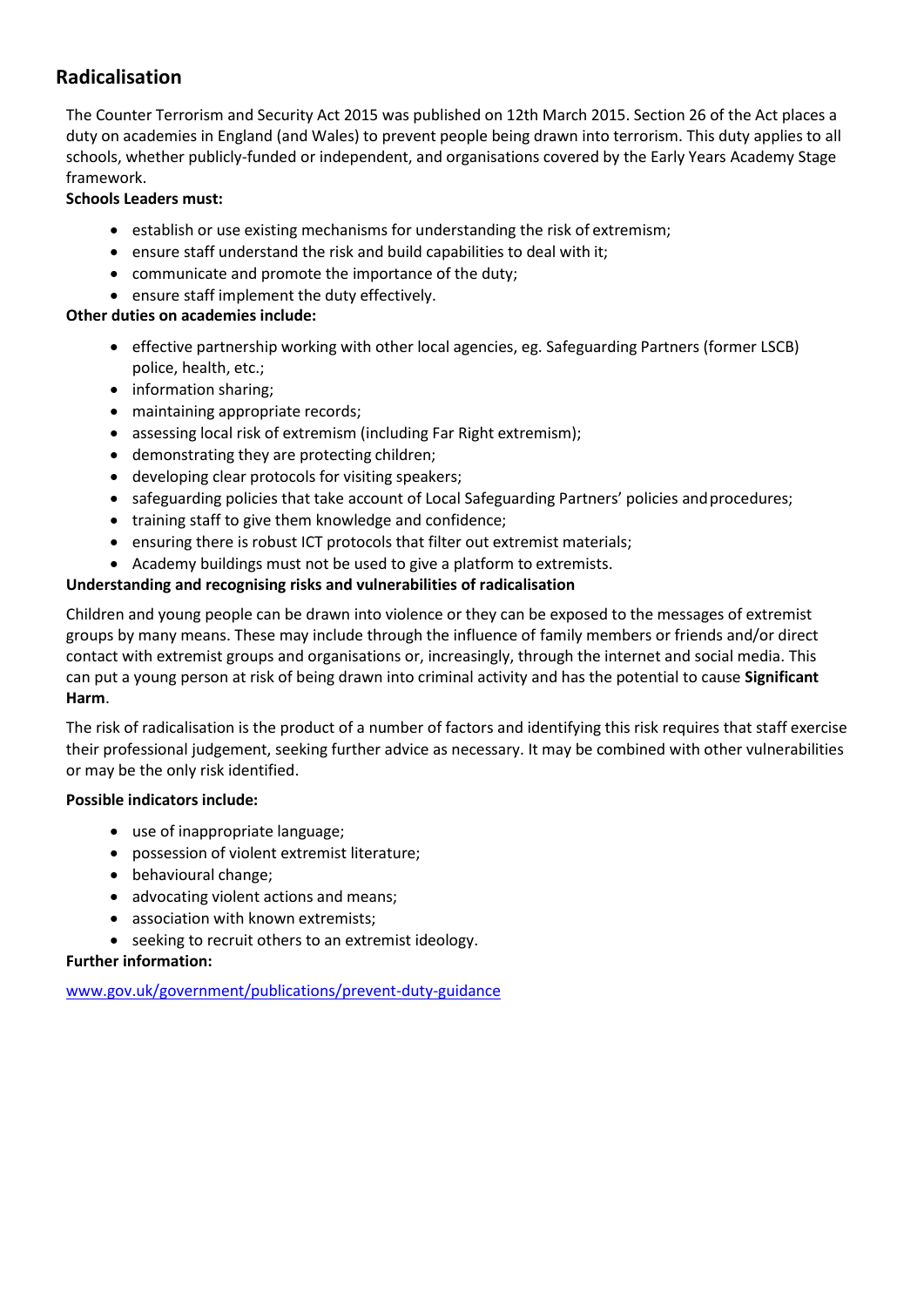## Radicalisation

The Counter Terrorism and Security Act 2015 was published on 12th March 2015. Section 26 of the Act places a duty on academies in England (and Wales) to prevent people being drawn into terrorism. This duty applies to all schools, whether publicly-funded or independent, and organisations covered by the Early Years Academy Stage framework.

**Schools Leaders must:**

- establish or use existing mechanisms for understanding the risk of extremism;
- ensure staff understand the risk and build capabilities to deal with it;
- communicate and promote the importance of the duty;
- ensure staff implement the duty effectively.

**Other duties on academies include:**

- effective partnership working with other local agencies, eg. Safeguarding Partners (former LSCB) police, health, etc.;
- information sharing;
- maintaining appropriate records;
- assessing local risk of extremism (including Far Right extremism);
- demonstrating they are protecting children;
- developing clear protocols for visiting speakers;
- safeguarding policies that take account of Local Safeguarding Partners' policies and procedures;
- training staff to give them knowledge and confidence;
- ensuring there is robust ICT protocols that filter out extremist materials;
- Academy buildings must not be used to give a platform to extremists.

**Understanding and recognising risks and vulnerabilities of radicalisation**

Children and young people can be drawn into violence or they can be exposed to the messages of extremist groups by many means. These may include through the influence of family members or friends and/or direct contact with extremist groups and organisations or, increasingly, through the internet and social media. This can put a young person at risk of being drawn into criminal activity and has the potential to cause **Significant Harm**.

The risk of radicalisation is the product of a number of factors and identifying this risk requires that staff exercise their professional judgement, seeking further advice as necessary. It may be combined with other vulnerabilities or may be the only risk identified.

**Possible indicators include:**

- use of inappropriate language;
- possession of violent extremist literature;
- behavioural change;
- advocating violent actions and means;
- association with known extremists;
- seeking to recruit others to an extremist ideology.

**Further information:**

www.gov.uk/government/publications/prevent-duty-guidance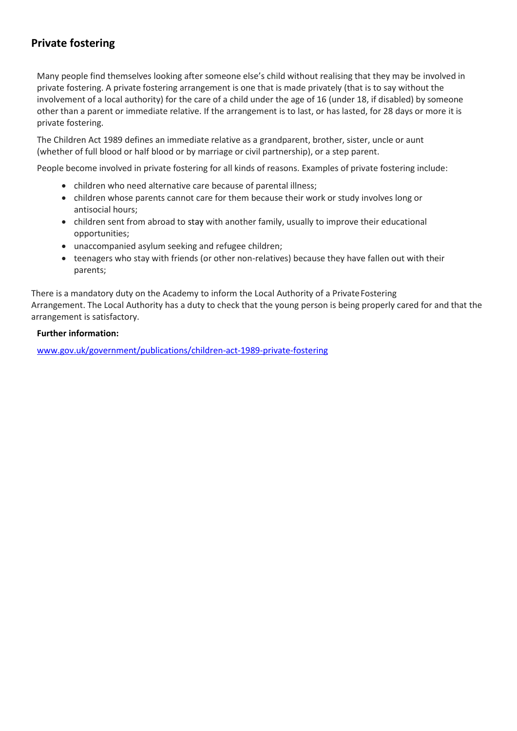## Private fostering

Many people find themselves looking after someone else's child without realising that they may be involved in private fostering. A private fostering arrangement is one that is made privately (that is to say without the involvement of a local authority) for the care of a child under the age of 16 (under 18, if disabled) by someone other than a parent or immediate relative. If the arrangement is to last, or has lasted, for 28 days or more it is private fostering.

The Children Act 1989 defines an immediate relative as a grandparent, brother, sister, uncle or aunt (whether of full blood or half blood or by marriage or civil partnership), or a step parent.

People become involved in private fostering for all kinds of reasons. Examples of private fostering include:

- children who need alternative care because of parental illness;
- children whose parents cannot care for them because their work or study involves long or antisocial hours;
- children sent from abroad to stay with another family, usually to improve their educational opportunities;
- unaccompanied asylum seeking and refugee children;
- teenagers who stay with friends (or other non-relatives) because they have fallen out with their parents;

There is a mandatory duty on the Academy to inform the Local Authority of a Private Fostering Arrangement. The Local Authority has a duty to check that the young person is being properly cared for and that the arrangement is satisfactory.

**Further information:**

[www.gov.uk/government/publications/children-act-1989-private-fostering](http://www.gov.uk/government/publications/children-act-1989-private-fostering)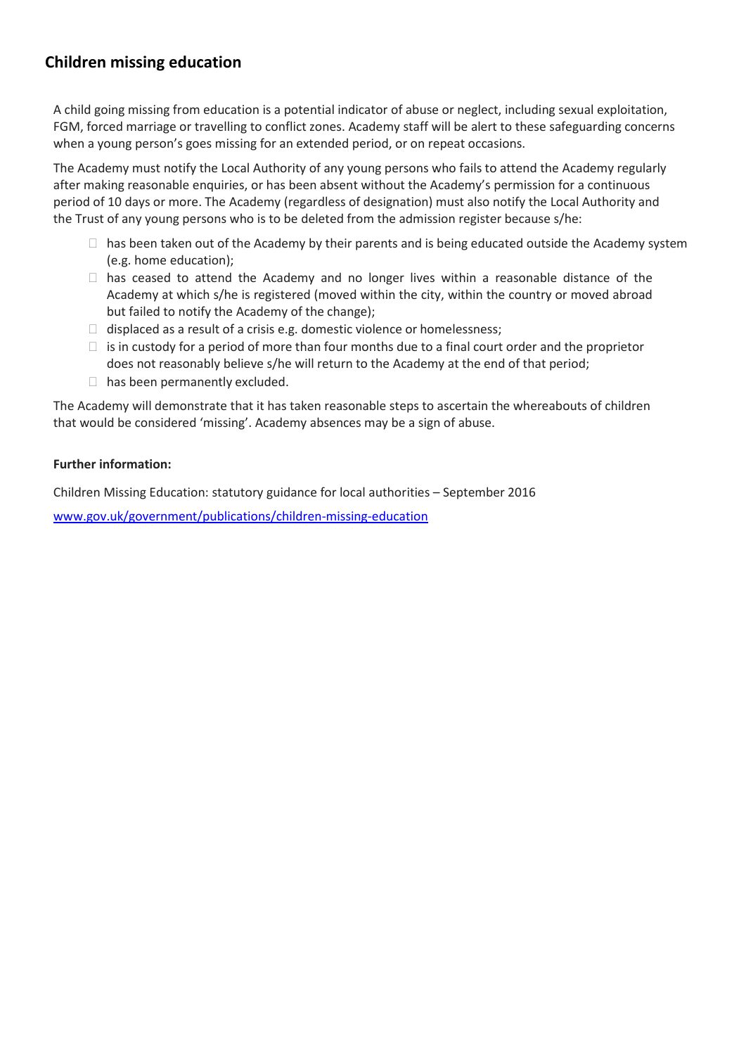## Children missing education

A child going missing from education is a potential indicator of abuse or neglect, including sexual exploitation, FGM, forced marriage or travelling to conflict zones. Academy staff will be alert to these safeguarding concerns when a young person's goes missing for an extended period, or on repeat occasions.

The Academy must notify the Local Authority of any young persons who fails to attend the Academy regularly after making reasonable enquiries, or has been absent without the Academy's permission for a continuous period of 10 days or more. The Academy (regardless of designation) must also notify the Local Authority and the Trust of any young persons who is to be deleted from the admission register because s/he:

- has been taken out of the Academy by their parents and is being educated outside the Academy system (e.g. home education);
- has ceased to attend the Academy and no longer lives within a reasonable distance of the Academy at which s/he is registered (moved within the city, within the country or moved abroad but failed to notify the Academy of the change);
- displaced as a result of a crisis e.g. domestic violence or homelessness;
- is in custody for a period of more than four months due to a final court order and the proprietor does not reasonably believe s/he will return to the Academy at the end of that period;
- has been permanently excluded.

The Academy will demonstrate that it has taken reasonable steps to ascertain the whereabouts of children that would be considered 'missing'. Academy absences may be a sign of abuse.

**Further information:**

Children Missing Education: statutory guidance for local authorities – September 2016

[www.gov.uk/government/publications/children-missing-education](http://www.gov.uk/government/publications/children-missing-education)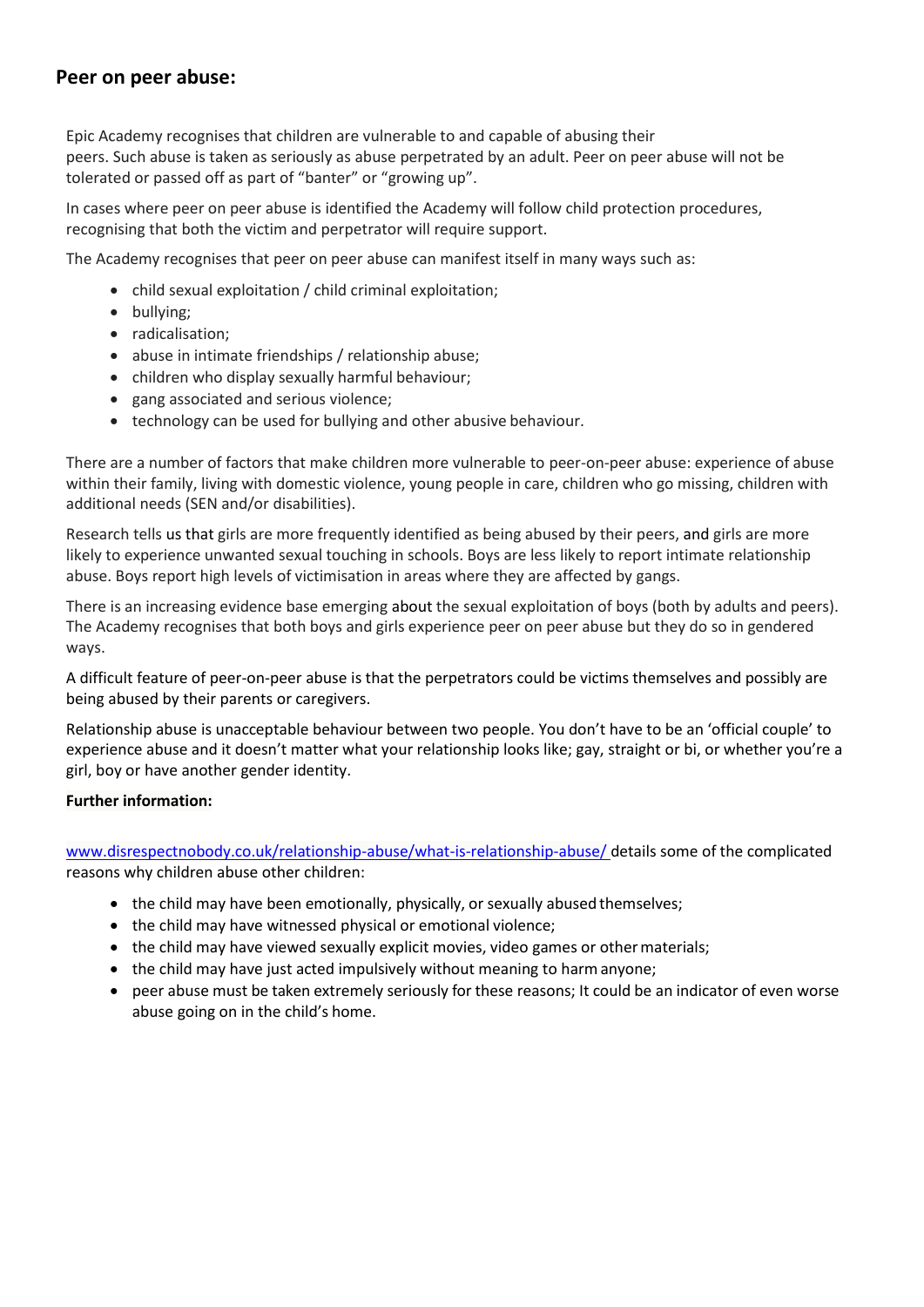## Peer on peer abuse:

Epic Academy recognises that children are vulnerable to and capable of abusing their peers. Such abuse is taken as seriously as abuse perpetrated by an adult. Peer on peer abuse will not be tolerated or passed off as part of "banter" or "growing up".

In cases where peer on peer abuse is identified the Academy will follow child protection procedures, recognising that both the victim and perpetrator will require support.

The Academy recognises that peer on peer abuse can manifest itself in many ways such as:

- child sexual exploitation / child criminal exploitation;
- bullying;
- radicalisation;
- abuse in intimate friendships / relationship abuse;
- children who display sexually harmful behaviour;
- gang associated and serious violence;
- technology can be used for bullying and other abusive behaviour.

There are a number of factors that make children more vulnerable to peer-on-peer abuse: experience of abuse within their family, living with domestic violence, young people in care, children who go missing, children with additional needs (SEN and/or disabilities).

Research tells us that girls are more frequently identified as being abused by their peers, and girls are more likely to experience unwanted sexual touching in schools. Boys are less likely to report intimate relationship abuse. Boys report high levels of victimisation in areas where they are affected by gangs.

There is an increasing evidence base emerging about the sexual exploitation of boys (both by adults and peers). The Academy recognises that both boys and girls experience peer on peer abuse but they do so in gendered ways.

A difficult feature of peer-on-peer abuse is that the perpetrators could be victims themselves and possibly are being abused by their parents or caregivers.

Relationship abuse is unacceptable behaviour between two people. You don't have to be an 'official couple' to experience abuse and it doesn't matter what your relationship looks like; gay, straight or bi, or whether you're a girl, boy or have another gender identity.

**Further information:**

www.disrespectnobody.co.uk/relationship-abuse/what-is-relationship-abuse/ details some of the complicated reasons why children abuse other children:

- the child may have been emotionally, physically, or sexually abused themselves;
- the child may have witnessed physical or emotional violence;
- the child may have viewed sexually explicit movies, video games or other materials;
- the child may have just acted impulsively without meaning to harm anyone;
- peer abuse must be taken extremely seriously for these reasons; It could be an indicator of even worse abuse going on in the child's home.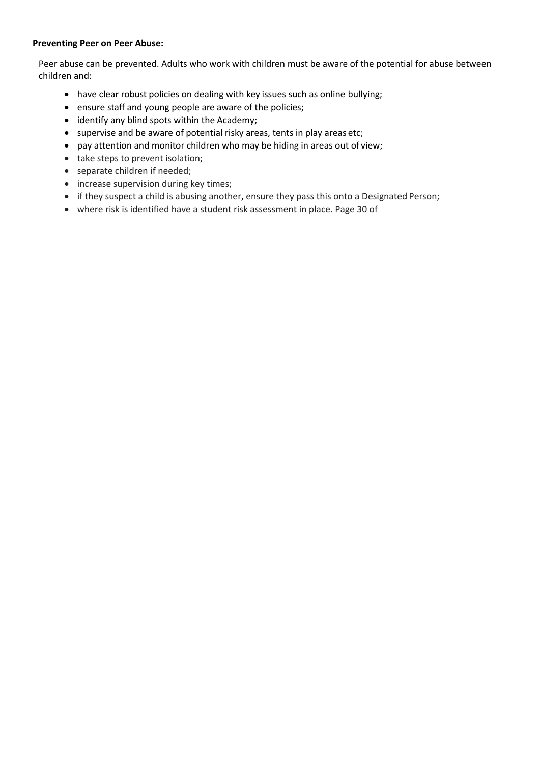**Preventing Peer on Peer Abuse:**

Peer abuse can be prevented. Adults who work with children must be aware of the potential for abuse between children and:

- have clear robust policies on dealing with key issues such as online bullying;
- ensure staff and young people are aware of the policies;
- identify any blind spots within the Academy;
- supervise and be aware of potential risky areas, tents in play areas etc;
- pay attention and monitor children who may be hiding in areas out of view;
- take steps to prevent isolation;
- separate children if needed;
- increase supervision during key times;
- if they suspect a child is abusing another, ensure they pass this onto a Designated Person;
- where risk is identified have a student risk assessment in place.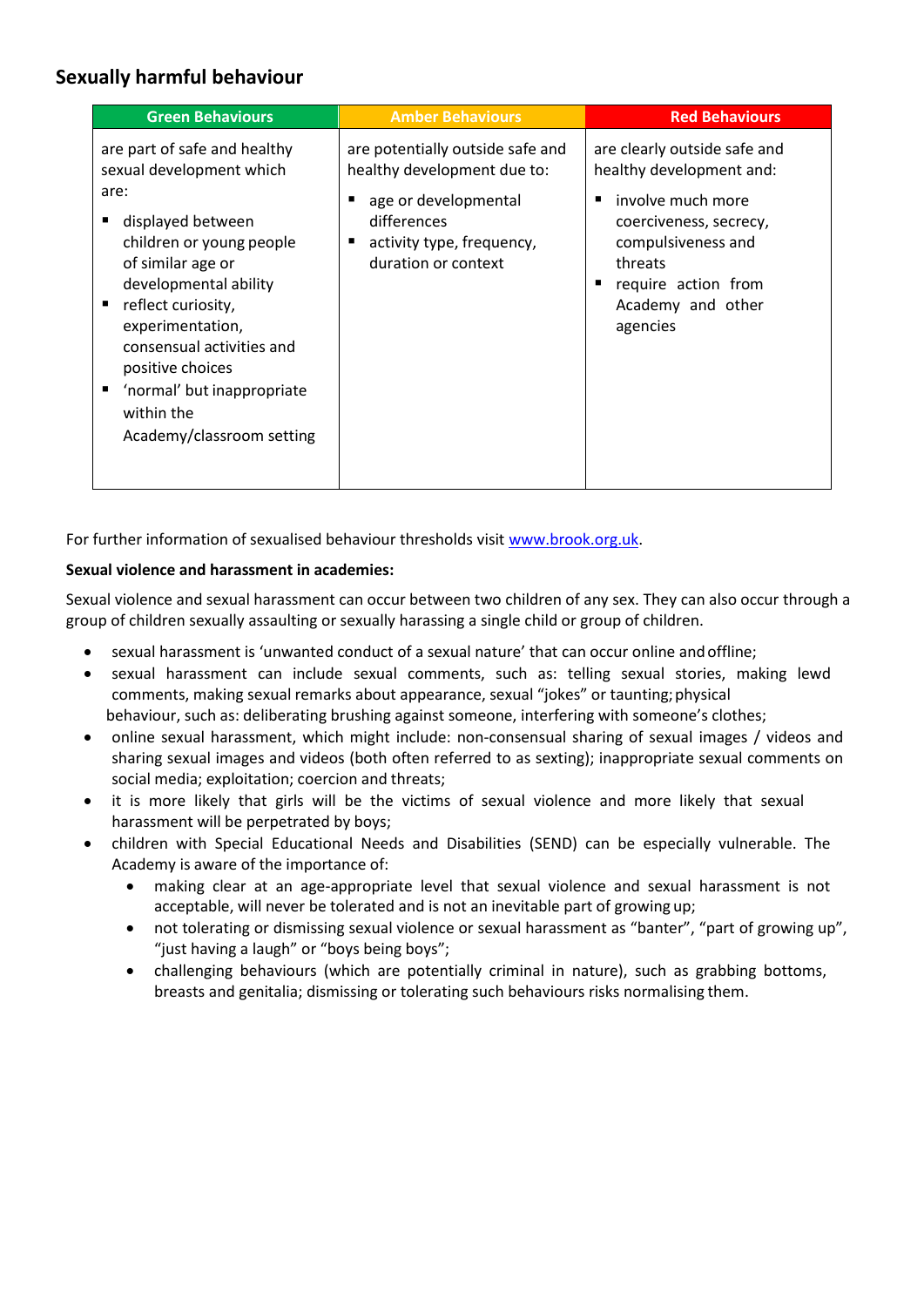## Sexually harmful behaviour

| Green Behaviours | Amber Behaviours | Red Behaviours |
|---|---|---|
| are part of safe and healthy sexual development which are:<br>▪ displayed between children or young people of similar age or developmental ability<br>▪ reflect curiosity, experimentation, consensual activities and positive choices<br>▪ 'normal' but inappropriate within the Academy/classroom setting | are potentially outside safe and healthy development due to:<br>▪ age or developmental differences<br>▪ activity type, frequency, duration or context | are clearly outside safe and healthy development and:<br>▪ involve much more coerciveness, secrecy, compulsiveness and threats<br>▪ require action from Academy and other agencies |

For further information of sexualised behaviour thresholds visit [www.brook.org.uk](www.brook.org.uk).

**Sexual violence and harassment in academies:**

Sexual violence and sexual harassment can occur between two children of any sex. They can also occur through a group of children sexually assaulting or sexually harassing a single child or group of children.

- sexual harassment is 'unwanted conduct of a sexual nature' that can occur online and offline;
- sexual harassment can include sexual comments, such as: telling sexual stories, making lewd comments, making sexual remarks about appearance, sexual "jokes" or taunting; physical behaviour, such as: deliberating brushing against someone, interfering with someone's clothes;
- online sexual harassment, which might include: non-consensual sharing of sexual images / videos and sharing sexual images and videos (both often referred to as sexting); inappropriate sexual comments on social media; exploitation; coercion and threats;
- it is more likely that girls will be the victims of sexual violence and more likely that sexual harassment will be perpetrated by boys;
- children with Special Educational Needs and Disabilities (SEND) can be especially vulnerable. The Academy is aware of the importance of:
    - making clear at an age-appropriate level that sexual violence and sexual harassment is not acceptable, will never be tolerated and is not an inevitable part of growing up;
    - not tolerating or dismissing sexual violence or sexual harassment as "banter", "part of growing up", "just having a laugh" or "boys being boys";
    - challenging behaviours (which are potentially criminal in nature), such as grabbing bottoms, breasts and genitalia; dismissing or tolerating such behaviours risks normalising them.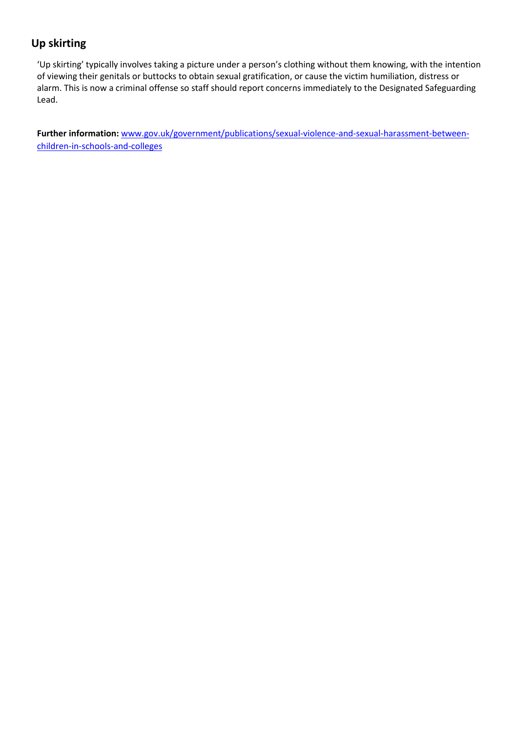## Up skirting

'Up skirting' typically involves taking a picture under a person's clothing without them knowing, with the intention of viewing their genitals or buttocks to obtain sexual gratification, or cause the victim humiliation, distress or alarm. This is now a criminal offense so staff should report concerns immediately to the Designated Safeguarding Lead.

**Further information:** [www.gov.uk/government/publications/sexual-violence-and-sexual-harassment-between-children-in-schools-and-colleges](https://www.gov.uk/government/publications/sexual-violence-and-sexual-harassment-between-children-in-schools-and-colleges)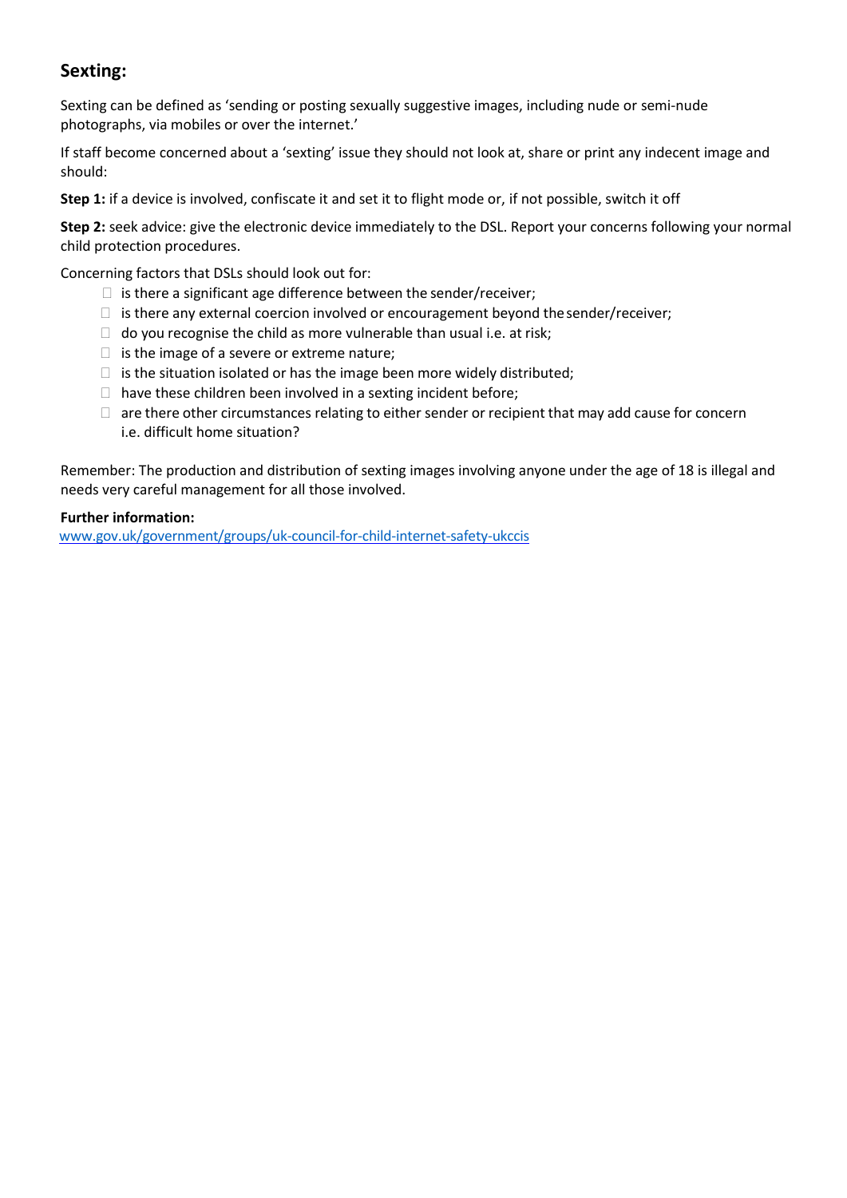## Sexting:

Sexting can be defined as 'sending or posting sexually suggestive images, including nude or semi-nude photographs, via mobiles or over the internet.'

If staff become concerned about a 'sexting' issue they should not look at, share or print any indecent image and should:

**Step 1:** if a device is involved, confiscate it and set it to flight mode or, if not possible, switch it off

**Step 2:** seek advice: give the electronic device immediately to the DSL. Report your concerns following your normal child protection procedures.

Concerning factors that DSLs should look out for:

- is there a significant age difference between the sender/receiver;
- is there any external coercion involved or encouragement beyond the sender/receiver;
- do you recognise the child as more vulnerable than usual i.e. at risk;
- is the image of a severe or extreme nature;
- is the situation isolated or has the image been more widely distributed;
- have these children been involved in a sexting incident before;
- are there other circumstances relating to either sender or recipient that may add cause for concern i.e. difficult home situation?

Remember: The production and distribution of sexting images involving anyone under the age of 18 is illegal and needs very careful management for all those involved.

**Further information:**
www.gov.uk/government/groups/uk-council-for-child-internet-safety-ukccis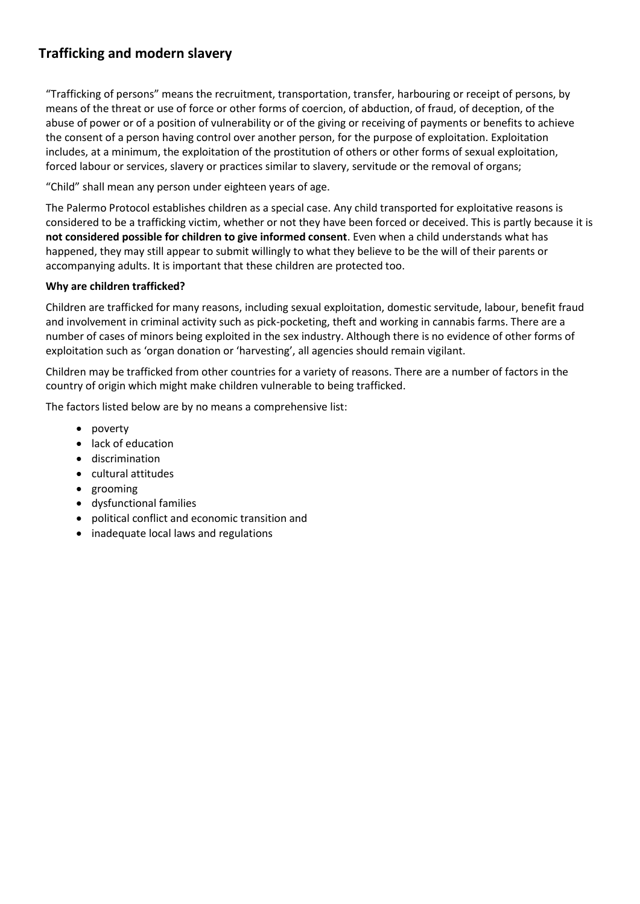## Trafficking and modern slavery

"Trafficking of persons" means the recruitment, transportation, transfer, harbouring or receipt of persons, by means of the threat or use of force or other forms of coercion, of abduction, of fraud, of deception, of the abuse of power or of a position of vulnerability or of the giving or receiving of payments or benefits to achieve the consent of a person having control over another person, for the purpose of exploitation. Exploitation includes, at a minimum, the exploitation of the prostitution of others or other forms of sexual exploitation, forced labour or services, slavery or practices similar to slavery, servitude or the removal of organs;

"Child" shall mean any person under eighteen years of age.

The Palermo Protocol establishes children as a special case. Any child transported for exploitative reasons is considered to be a trafficking victim, whether or not they have been forced or deceived. This is partly because it is **not considered possible for children to give informed consent**. Even when a child understands what has happened, they may still appear to submit willingly to what they believe to be the will of their parents or accompanying adults. It is important that these children are protected too.

**Why are children trafficked?**

Children are trafficked for many reasons, including sexual exploitation, domestic servitude, labour, benefit fraud and involvement in criminal activity such as pick-pocketing, theft and working in cannabis farms. There are a number of cases of minors being exploited in the sex industry. Although there is no evidence of other forms of exploitation such as 'organ donation or 'harvesting', all agencies should remain vigilant.

Children may be trafficked from other countries for a variety of reasons. There are a number of factors in the country of origin which might make children vulnerable to being trafficked.

The factors listed below are by no means a comprehensive list:

- poverty
- lack of education
- discrimination
- cultural attitudes
- grooming
- dysfunctional families
- political conflict and economic transition and
- inadequate local laws and regulations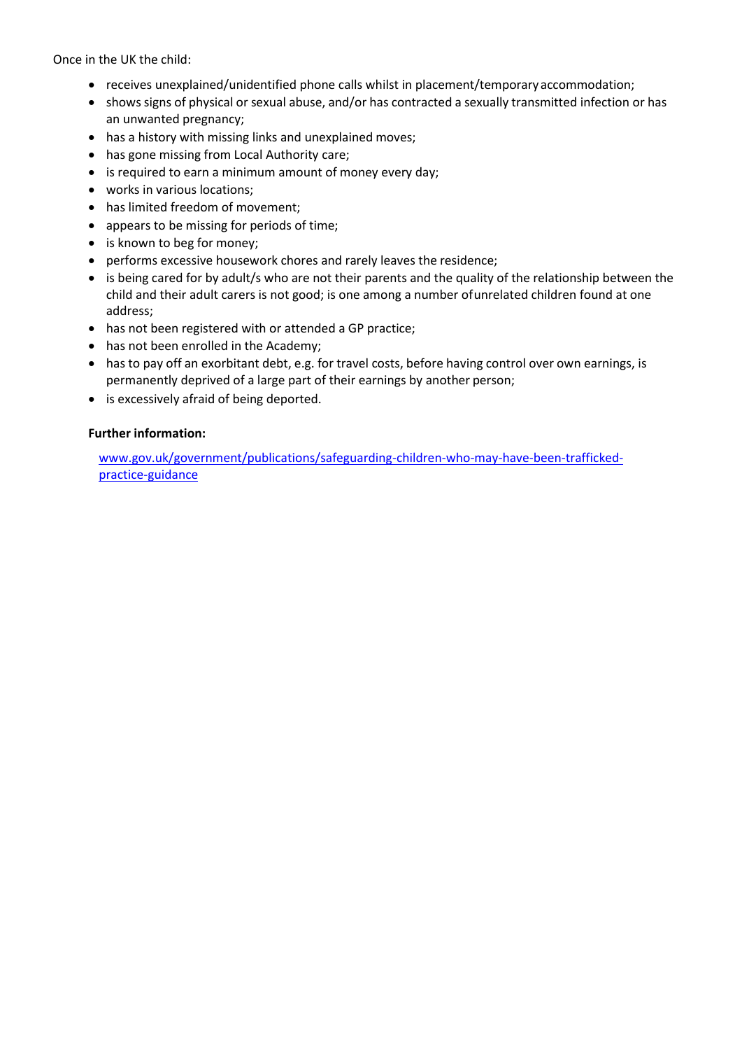Once in the UK the child:

- receives unexplained/unidentified phone calls whilst in placement/temporary accommodation;
- shows signs of physical or sexual abuse, and/or has contracted a sexually transmitted infection or has an unwanted pregnancy;
- has a history with missing links and unexplained moves;
- has gone missing from Local Authority care;
- is required to earn a minimum amount of money every day;
- works in various locations;
- has limited freedom of movement;
- appears to be missing for periods of time;
- is known to beg for money;
- performs excessive housework chores and rarely leaves the residence;
- is being cared for by adult/s who are not their parents and the quality of the relationship between the child and their adult carers is not good; is one among a number of unrelated children found at one address;
- has not been registered with or attended a GP practice;
- has not been enrolled in the Academy;
- has to pay off an exorbitant debt, e.g. for travel costs, before having control over own earnings, is permanently deprived of a large part of their earnings by another person;
- is excessively afraid of being deported.

**Further information:**

www.gov.uk/government/publications/safeguarding-children-who-may-have-been-trafficked-practice-guidance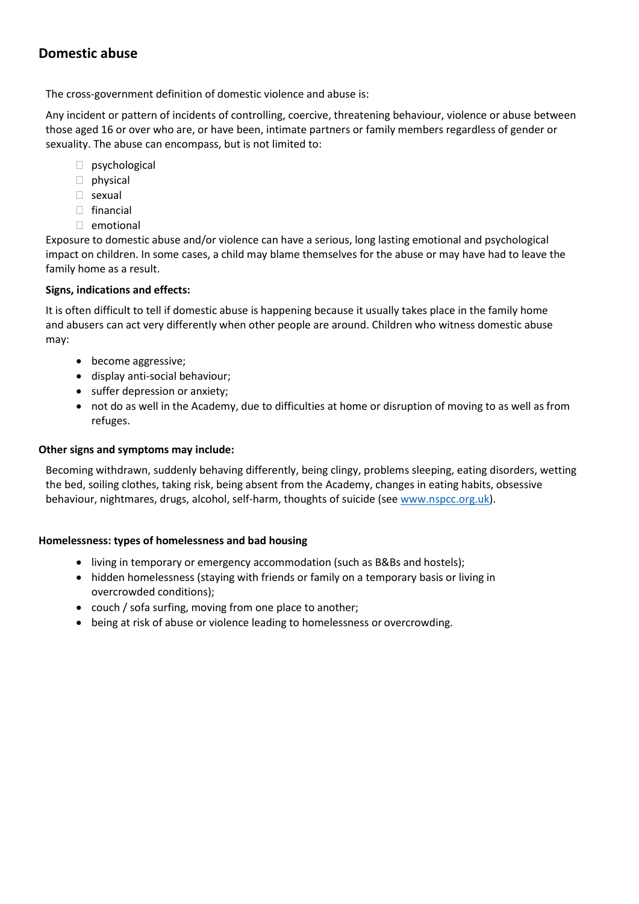## Domestic abuse

The cross-government definition of domestic violence and abuse is:

Any incident or pattern of incidents of controlling, coercive, threatening behaviour, violence or abuse between those aged 16 or over who are, or have been, intimate partners or family members regardless of gender or sexuality. The abuse can encompass, but is not limited to:

- psychological
- physical
- sexual
- financial
- emotional

Exposure to domestic abuse and/or violence can have a serious, long lasting emotional and psychological impact on children. In some cases, a child may blame themselves for the abuse or may have had to leave the family home as a result.

**Signs, indications and effects:**

It is often difficult to tell if domestic abuse is happening because it usually takes place in the family home and abusers can act very differently when other people are around. Children who witness domestic abuse may:

- become aggressive;
- display anti-social behaviour;
- suffer depression or anxiety;
- not do as well in the Academy, due to difficulties at home or disruption of moving to as well as from refuges.

**Other signs and symptoms may include:**

Becoming withdrawn, suddenly behaving differently, being clingy, problems sleeping, eating disorders, wetting the bed, soiling clothes, taking risk, being absent from the Academy, changes in eating habits, obsessive behaviour, nightmares, drugs, alcohol, self-harm, thoughts of suicide (see www.nspcc.org.uk).

**Homelessness: types of homelessness and bad housing**

- living in temporary or emergency accommodation (such as B&Bs and hostels);
- hidden homelessness (staying with friends or family on a temporary basis or living in overcrowded conditions);
- couch / sofa surfing, moving from one place to another;
- being at risk of abuse or violence leading to homelessness or overcrowding.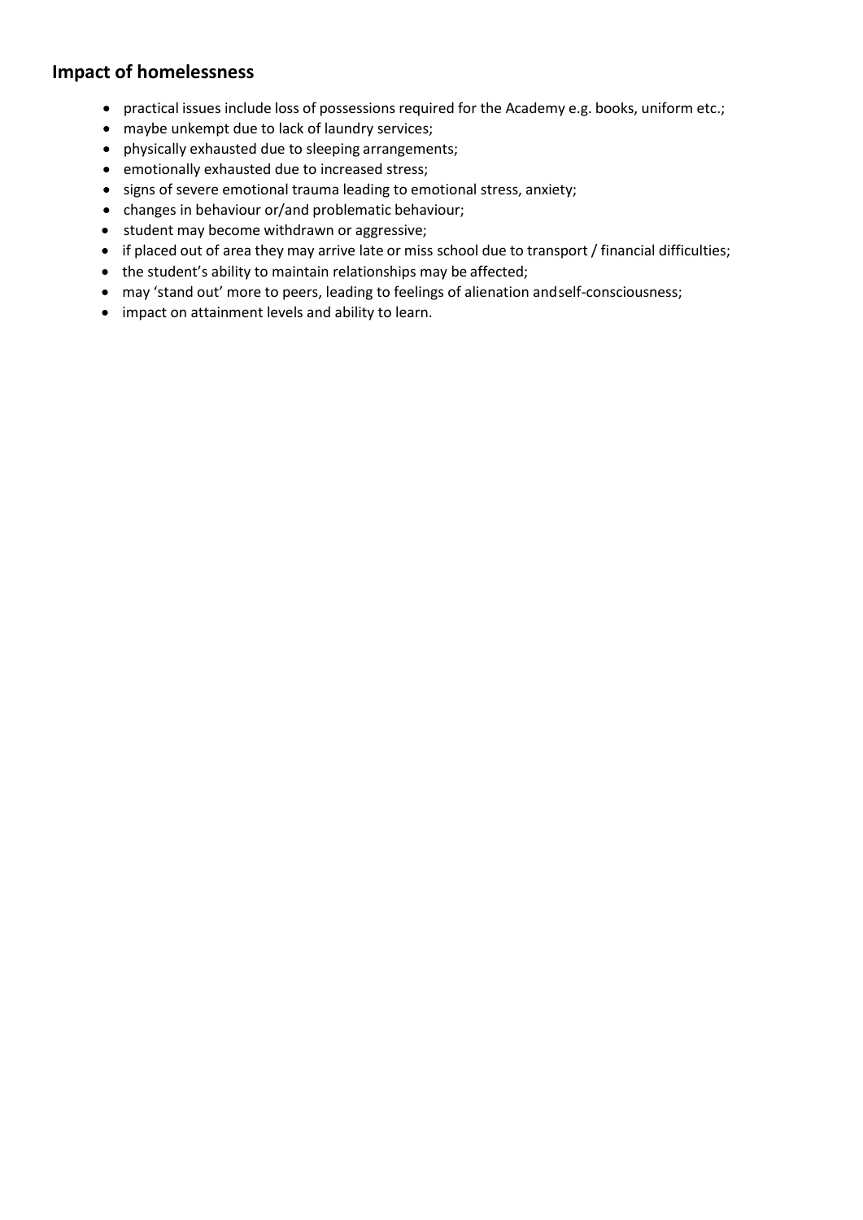## Impact of homelessness

- practical issues include loss of possessions required for the Academy e.g. books, uniform etc.;
- maybe unkempt due to lack of laundry services;
- physically exhausted due to sleeping arrangements;
- emotionally exhausted due to increased stress;
- signs of severe emotional trauma leading to emotional stress, anxiety;
- changes in behaviour or/and problematic behaviour;
- student may become withdrawn or aggressive;
- if placed out of area they may arrive late or miss school due to transport / financial difficulties;
- the student's ability to maintain relationships may be affected;
- may 'stand out' more to peers, leading to feelings of alienation andself-consciousness;
- impact on attainment levels and ability to learn.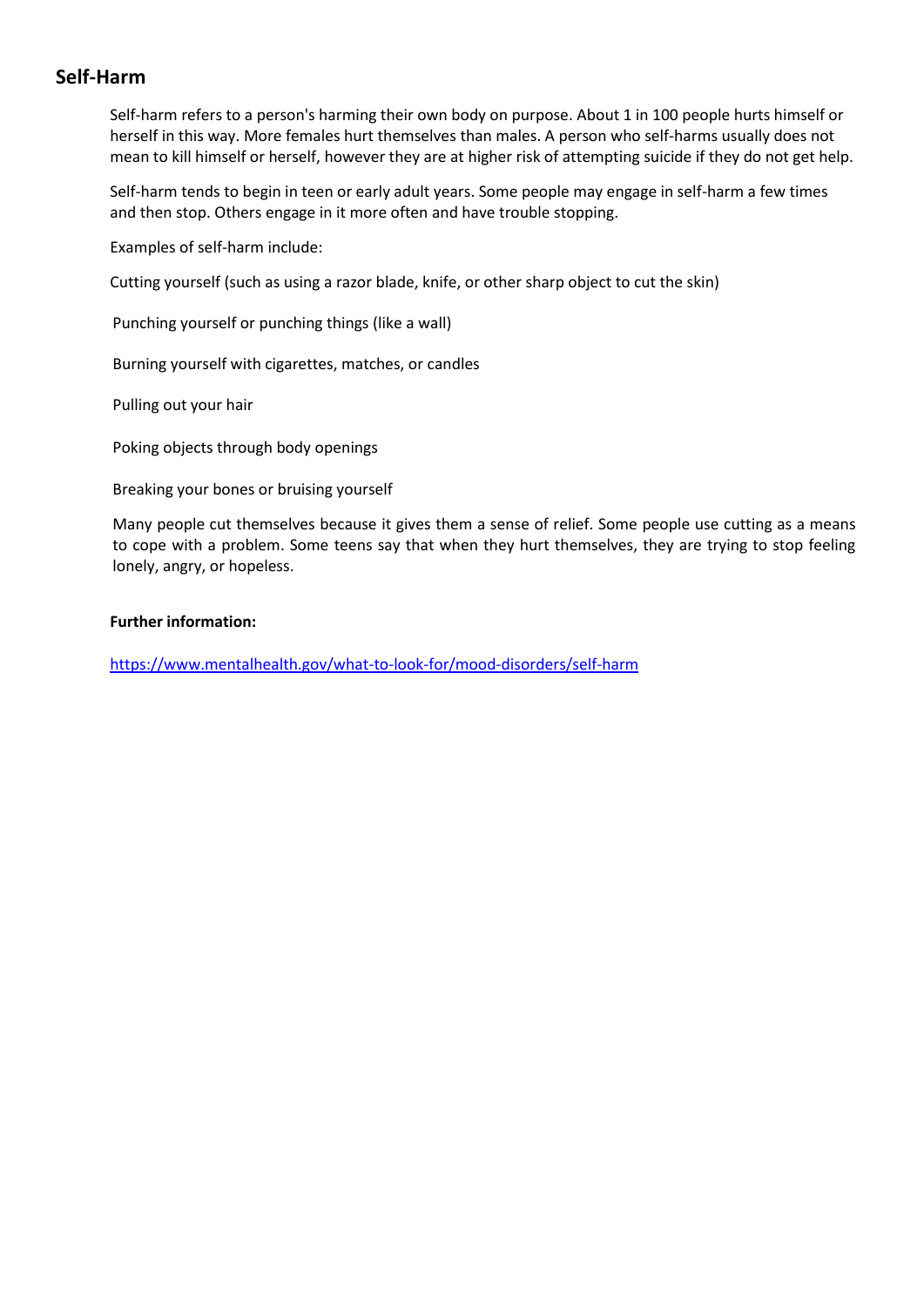## Self-Harm

Self-harm refers to a person's harming their own body on purpose. About 1 in 100 people hurts himself or herself in this way. More females hurt themselves than males. A person who self-harms usually does not mean to kill himself or herself, however they are at higher risk of attempting suicide if they do not get help.

Self-harm tends to begin in teen or early adult years. Some people may engage in self-harm a few times and then stop. Others engage in it more often and have trouble stopping.

Examples of self-harm include:

Cutting yourself (such as using a razor blade, knife, or other sharp object to cut the skin)

Punching yourself or punching things (like a wall)

Burning yourself with cigarettes, matches, or candles

Pulling out your hair

Poking objects through body openings

Breaking your bones or bruising yourself

Many people cut themselves because it gives them a sense of relief. Some people use cutting as a means to cope with a problem. Some teens say that when they hurt themselves, they are trying to stop feeling lonely, angry, or hopeless.

**Further information:**

https://www.mentalhealth.gov/what-to-look-for/mood-disorders/self-harm